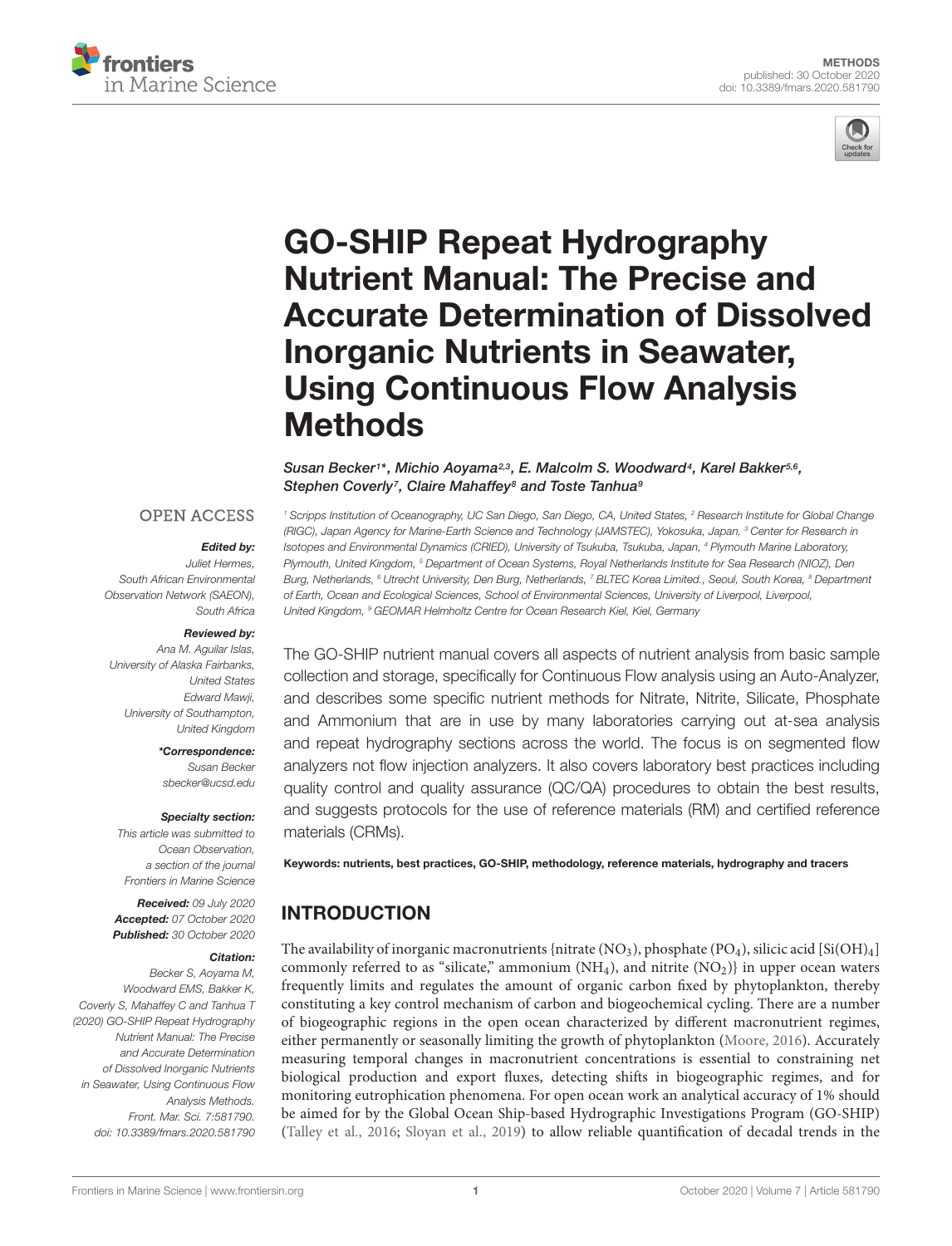METHODS
published: 30 October 2020
doi: 10.3389/fmars.2020.581790

# GO-SHIP Repeat Hydrography Nutrient Manual: The Precise and Accurate Determination of Dissolved Inorganic Nutrients in Seawater, Using Continuous Flow Analysis Methods

*Susan Becker[1]\*, Michio Aoyama[2,3], E. Malcolm S. Woodward[4], Karel Bakker[5,6], Stephen Coverly[7], Claire Mahaffey[8] and Toste Tanhua[9]*

[1] Scripps Institution of Oceanography, UC San Diego, San Diego, CA, United States, [2] Research Institute for Global Change (RIGC), Japan Agency for Marine-Earth Science and Technology (JAMSTEC), Yokosuka, Japan, [3] Center for Research in Isotopes and Environmental Dynamics (CRIED), University of Tsukuba, Tsukuba, Japan, [4] Plymouth Marine Laboratory, Plymouth, United Kingdom, [5] Department of Ocean Systems, Royal Netherlands Institute for Sea Research (NIOZ), Den Burg, Netherlands, [6] Utrecht University, Den Burg, Netherlands, [7] BLTEC Korea Limited., Seoul, South Korea, [8] Department of Earth, Ocean and Ecological Sciences, School of Environmental Sciences, University of Liverpool, Liverpool, United Kingdom, [9] GEOMAR Helmholtz Centre for Ocean Research Kiel, Kiel, Germany

OPEN ACCESS

***Edited by:***
Juliet Hermes,
South African Environmental Observation Network (SAEON), South Africa

***Reviewed by:***
Ana M. Aguilar Islas,
University of Alaska Fairbanks, United States
Edward Mawji,
University of Southampton, United Kingdom

***\*Correspondence:***
Susan Becker
sbecker@ucsd.edu

***Specialty section:***
This article was submitted to Ocean Observation, a section of the journal Frontiers in Marine Science

***Received:*** 09 July 2020
***Accepted:*** 07 October 2020
***Published:*** 30 October 2020

***Citation:***
Becker S, Aoyama M, Woodward EMS, Bakker K, Coverly S, Mahaffey C and Tanhua T (2020) GO-SHIP Repeat Hydrography Nutrient Manual: The Precise and Accurate Determination of Dissolved Inorganic Nutrients in Seawater, Using Continuous Flow Analysis Methods. Front. Mar. Sci. 7:581790. doi: 10.3389/fmars.2020.581790

The GO-SHIP nutrient manual covers all aspects of nutrient analysis from basic sample collection and storage, specifically for Continuous Flow analysis using an Auto-Analyzer, and describes some specific nutrient methods for Nitrate, Nitrite, Silicate, Phosphate and Ammonium that are in use by many laboratories carrying out at-sea analysis and repeat hydrography sections across the world. The focus is on segmented flow analyzers not flow injection analyzers. It also covers laboratory best practices including quality control and quality assurance (QC/QA) procedures to obtain the best results, and suggests protocols for the use of reference materials (RM) and certified reference materials (CRMs).

**Keywords: nutrients, best practices, GO-SHIP, methodology, reference materials, hydrography and tracers**

## INTRODUCTION

The availability of inorganic macronutrients {nitrate ($NO_3$), phosphate ($PO_4$), silicic acid [$Si(OH)_4$] commonly referred to as "silicate," ammonium ($NH_4$), and nitrite ($NO_2$)} in upper ocean waters frequently limits and regulates the amount of organic carbon fixed by phytoplankton, thereby constituting a key control mechanism of carbon and biogeochemical cycling. There are a number of biogeographic regions in the open ocean characterized by different macronutrient regimes, either permanently or seasonally limiting the growth of phytoplankton (Moore, 2016). Accurately measuring temporal changes in macronutrient concentrations is essential to constraining net biological production and export fluxes, detecting shifts in biogeographic regimes, and for monitoring eutrophication phenomena. For open ocean work an analytical accuracy of 1% should be aimed for by the Global Ocean Ship-based Hydrographic Investigations Program (GO-SHIP) (Talley et al., 2016; Sloyan et al., 2019) to allow reliable quantification of decadal trends in the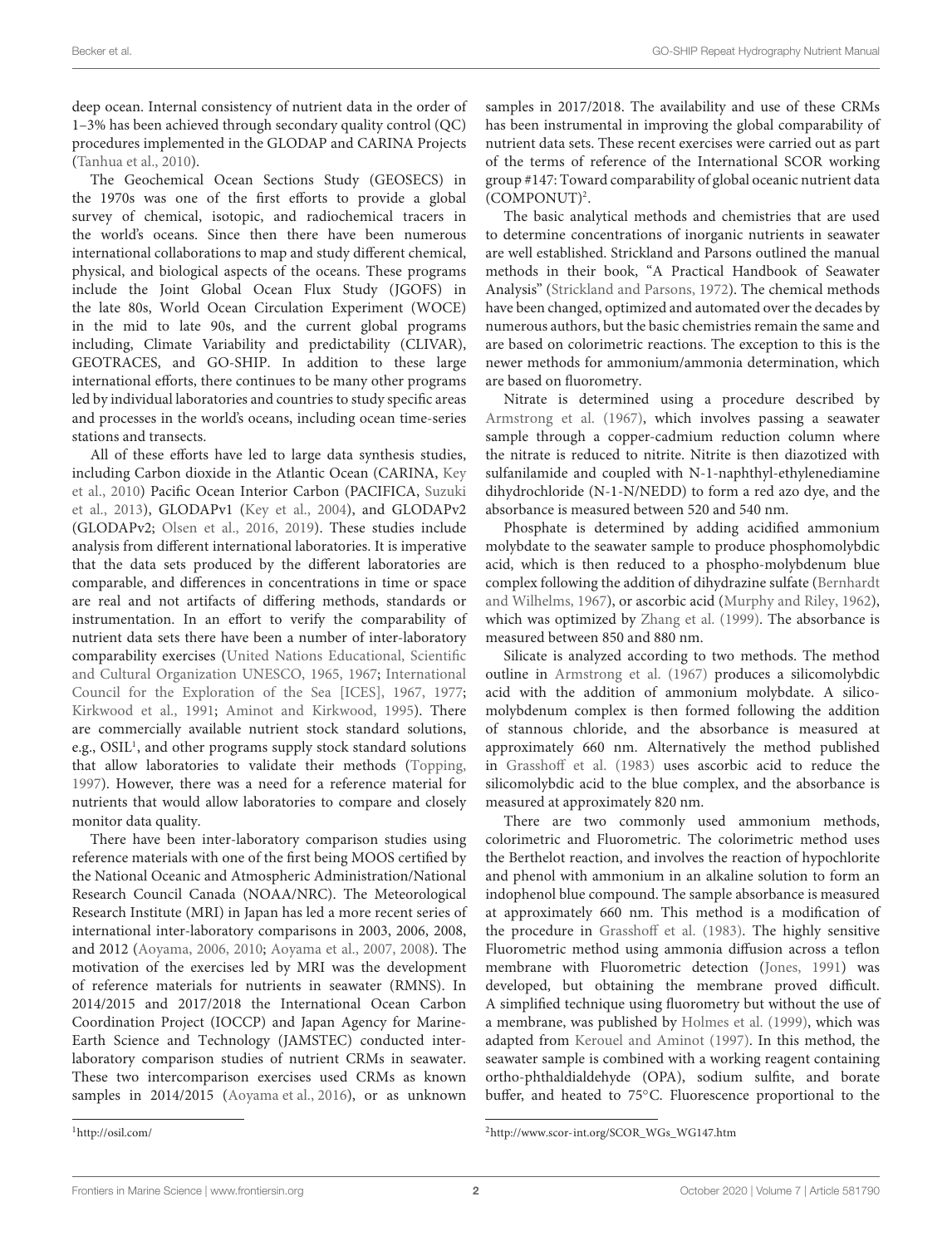deep ocean. Internal consistency of nutrient data in the order of 1–3% has been achieved through secondary quality control (QC) procedures implemented in the GLODAP and CARINA Projects (Tanhua et al., 2010).

The Geochemical Ocean Sections Study (GEOSECS) in the 1970s was one of the first efforts to provide a global survey of chemical, isotopic, and radiochemical tracers in the world's oceans. Since then there have been numerous international collaborations to map and study different chemical, physical, and biological aspects of the oceans. These programs include the Joint Global Ocean Flux Study (JGOFS) in the late 80s, World Ocean Circulation Experiment (WOCE) in the mid to late 90s, and the current global programs including, Climate Variability and predictability (CLIVAR), GEOTRACES, and GO-SHIP. In addition to these large international efforts, there continues to be many other programs led by individual laboratories and countries to study specific areas and processes in the world's oceans, including ocean time-series stations and transects.

All of these efforts have led to large data synthesis studies, including Carbon dioxide in the Atlantic Ocean (CARINA, Key et al., 2010) Pacific Ocean Interior Carbon (PACIFICA, Suzuki et al., 2013), GLODAPv1 (Key et al., 2004), and GLODAPv2 (GLODAPv2; Olsen et al., 2016, 2019). These studies include analysis from different international laboratories. It is imperative that the data sets produced by the different laboratories are comparable, and differences in concentrations in time or space are real and not artifacts of differing methods, standards or instrumentation. In an effort to verify the comparability of nutrient data sets there have been a number of inter-laboratory comparability exercises (United Nations Educational, Scientific and Cultural Organization UNESCO, 1965, 1967; International Council for the Exploration of the Sea [ICES], 1967, 1977; Kirkwood et al., 1991; Aminot and Kirkwood, 1995). There are commercially available nutrient stock standard solutions, e.g., OSIL[1], and other programs supply stock standard solutions that allow laboratories to validate their methods (Topping, 1997). However, there was a need for a reference material for nutrients that would allow laboratories to compare and closely monitor data quality.

There have been inter-laboratory comparison studies using reference materials with one of the first being MOOS certified by the National Oceanic and Atmospheric Administration/National Research Council Canada (NOAA/NRC). The Meteorological Research Institute (MRI) in Japan has led a more recent series of international inter-laboratory comparisons in 2003, 2006, 2008, and 2012 (Aoyama, 2006, 2010; Aoyama et al., 2007, 2008). The motivation of the exercises led by MRI was the development of reference materials for nutrients in seawater (RMNS). In 2014/2015 and 2017/2018 the International Ocean Carbon Coordination Project (IOCCP) and Japan Agency for Marine-Earth Science and Technology (JAMSTEC) conducted inter-laboratory comparison studies of nutrient CRMs in seawater. These two intercomparison exercises used CRMs as known samples in 2014/2015 (Aoyama et al., 2016), or as unknown samples in 2017/2018. The availability and use of these CRMs has been instrumental in improving the global comparability of nutrient data sets. These recent exercises were carried out as part of the terms of reference of the International SCOR working group #147: Toward comparability of global oceanic nutrient data (COMPONUT)[2].

The basic analytical methods and chemistries that are used to determine concentrations of inorganic nutrients in seawater are well established. Strickland and Parsons outlined the manual methods in their book, "A Practical Handbook of Seawater Analysis" (Strickland and Parsons, 1972). The chemical methods have been changed, optimized and automated over the decades by numerous authors, but the basic chemistries remain the same and are based on colorimetric reactions. The exception to this is the newer methods for ammonium/ammonia determination, which are based on fluorometry.

Nitrate is determined using a procedure described by Armstrong et al. (1967), which involves passing a seawater sample through a copper-cadmium reduction column where the nitrate is reduced to nitrite. Nitrite is then diazotized with sulfanilamide and coupled with N-1-naphthyl-ethylenediamine dihydrochloride (N-1-N/NEDD) to form a red azo dye, and the absorbance is measured between 520 and 540 nm.

Phosphate is determined by adding acidified ammonium molybdate to the seawater sample to produce phosphomolybdic acid, which is then reduced to a phospho-molybdenum blue complex following the addition of dihydrazine sulfate (Bernhardt and Wilhelms, 1967), or ascorbic acid (Murphy and Riley, 1962), which was optimized by Zhang et al. (1999). The absorbance is measured between 850 and 880 nm.

Silicate is analyzed according to two methods. The method outline in Armstrong et al. (1967) produces a silicomolybdic acid with the addition of ammonium molybdate. A silico-molybdenum complex is then formed following the addition of stannous chloride, and the absorbance is measured at approximately 660 nm. Alternatively the method published in Grasshoff et al. (1983) uses ascorbic acid to reduce the silicomolybdic acid to the blue complex, and the absorbance is measured at approximately 820 nm.

There are two commonly used ammonium methods, colorimetric and Fluorometric. The colorimetric method uses the Berthelot reaction, and involves the reaction of hypochlorite and phenol with ammonium in an alkaline solution to form an indophenol blue compound. The sample absorbance is measured at approximately 660 nm. This method is a modification of the procedure in Grasshoff et al. (1983). The highly sensitive Fluorometric method using ammonia diffusion across a teflon membrane with Fluorometric detection (Jones, 1991) was developed, but obtaining the membrane proved difficult. A simplified technique using fluorometry but without the use of a membrane, was published by Holmes et al. (1999), which was adapted from Kerouel and Aminot (1997). In this method, the seawater sample is combined with a working reagent containing ortho-phthaldialdehyde (OPA), sodium sulfite, and borate buffer, and heated to 75°C. Fluorescence proportional to the

[1] http://osil.com/

[2] http://www.scor-int.org/SCOR_WGs_WG147.htm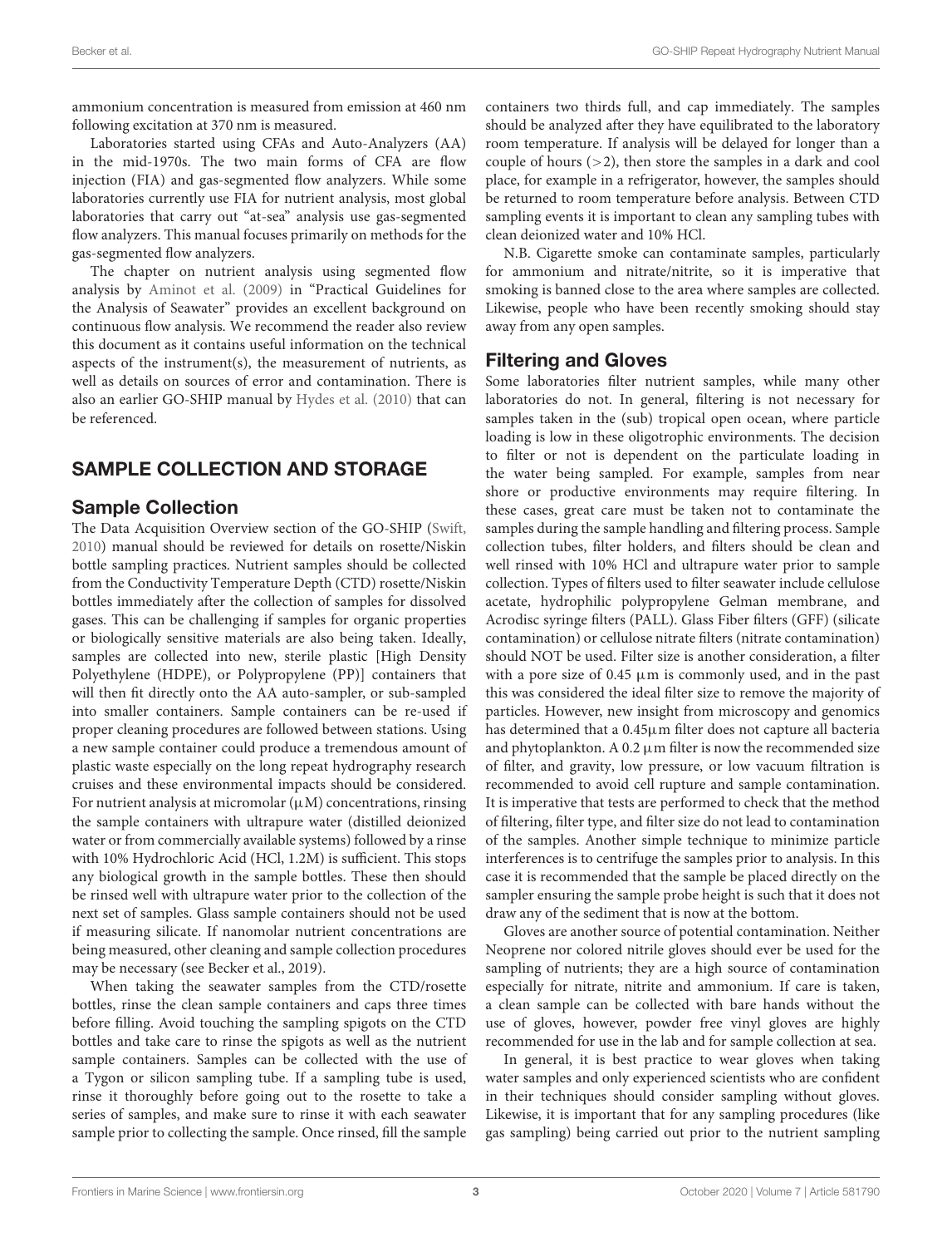ammonium concentration is measured from emission at 460 nm following excitation at 370 nm is measured.

Laboratories started using CFAs and Auto-Analyzers (AA) in the mid-1970s. The two main forms of CFA are flow injection (FIA) and gas-segmented flow analyzers. While some laboratories currently use FIA for nutrient analysis, most global laboratories that carry out "at-sea" analysis use gas-segmented flow analyzers. This manual focuses primarily on methods for the gas-segmented flow analyzers.

The chapter on nutrient analysis using segmented flow analysis by Aminot et al. (2009) in "Practical Guidelines for the Analysis of Seawater" provides an excellent background on continuous flow analysis. We recommend the reader also review this document as it contains useful information on the technical aspects of the instrument(s), the measurement of nutrients, as well as details on sources of error and contamination. There is also an earlier GO-SHIP manual by Hydes et al. (2010) that can be referenced.

## SAMPLE COLLECTION AND STORAGE

### Sample Collection

The Data Acquisition Overview section of the GO-SHIP (Swift, 2010) manual should be reviewed for details on rosette/Niskin bottle sampling practices. Nutrient samples should be collected from the Conductivity Temperature Depth (CTD) rosette/Niskin bottles immediately after the collection of samples for dissolved gases. This can be challenging if samples for organic properties or biologically sensitive materials are also being taken. Ideally, samples are collected into new, sterile plastic [High Density Polyethylene (HDPE), or Polypropylene (PP)] containers that will then fit directly onto the AA auto-sampler, or sub-sampled into smaller containers. Sample containers can be re-used if proper cleaning procedures are followed between stations. Using a new sample container could produce a tremendous amount of plastic waste especially on the long repeat hydrography research cruises and these environmental impacts should be considered. For nutrient analysis at micromolar (μM) concentrations, rinsing the sample containers with ultrapure water (distilled deionized water or from commercially available systems) followed by a rinse with 10% Hydrochloric Acid (HCl, 1.2M) is sufficient. This stops any biological growth in the sample bottles. These then should be rinsed well with ultrapure water prior to the collection of the next set of samples. Glass sample containers should not be used if measuring silicate. If nanomolar nutrient concentrations are being measured, other cleaning and sample collection procedures may be necessary (see Becker et al., 2019).

When taking the seawater samples from the CTD/rosette bottles, rinse the clean sample containers and caps three times before filling. Avoid touching the sampling spigots on the CTD bottles and take care to rinse the spigots as well as the nutrient sample containers. Samples can be collected with the use of a Tygon or silicon sampling tube. If a sampling tube is used, rinse it thoroughly before going out to the rosette to take a series of samples, and make sure to rinse it with each seawater sample prior to collecting the sample. Once rinsed, fill the sample containers two thirds full, and cap immediately. The samples should be analyzed after they have equilibrated to the laboratory room temperature. If analysis will be delayed for longer than a couple of hours (>2), then store the samples in a dark and cool place, for example in a refrigerator, however, the samples should be returned to room temperature before analysis. Between CTD sampling events it is important to clean any sampling tubes with clean deionized water and 10% HCl.

N.B. Cigarette smoke can contaminate samples, particularly for ammonium and nitrate/nitrite, so it is imperative that smoking is banned close to the area where samples are collected. Likewise, people who have been recently smoking should stay away from any open samples.

### Filtering and Gloves

Some laboratories filter nutrient samples, while many other laboratories do not. In general, filtering is not necessary for samples taken in the (sub) tropical open ocean, where particle loading is low in these oligotrophic environments. The decision to filter or not is dependent on the particulate loading in the water being sampled. For example, samples from near shore or productive environments may require filtering. In these cases, great care must be taken not to contaminate the samples during the sample handling and filtering process. Sample collection tubes, filter holders, and filters should be clean and well rinsed with 10% HCl and ultrapure water prior to sample collection. Types of filters used to filter seawater include cellulose acetate, hydrophilic polypropylene Gelman membrane, and Acrodisc syringe filters (PALL). Glass Fiber filters (GFF) (silicate contamination) or cellulose nitrate filters (nitrate contamination) should NOT be used. Filter size is another consideration, a filter with a pore size of 0.45 μm is commonly used, and in the past this was considered the ideal filter size to remove the majority of particles. However, new insight from microscopy and genomics has determined that a 0.45μm filter does not capture all bacteria and phytoplankton. A 0.2 μm filter is now the recommended size of filter, and gravity, low pressure, or low vacuum filtration is recommended to avoid cell rupture and sample contamination. It is imperative that tests are performed to check that the method of filtering, filter type, and filter size do not lead to contamination of the samples. Another simple technique to minimize particle interferences is to centrifuge the samples prior to analysis. In this case it is recommended that the sample be placed directly on the sampler ensuring the sample probe height is such that it does not draw any of the sediment that is now at the bottom.

Gloves are another source of potential contamination. Neither Neoprene nor colored nitrile gloves should ever be used for the sampling of nutrients; they are a high source of contamination especially for nitrate, nitrite and ammonium. If care is taken, a clean sample can be collected with bare hands without the use of gloves, however, powder free vinyl gloves are highly recommended for use in the lab and for sample collection at sea.

In general, it is best practice to wear gloves when taking water samples and only experienced scientists who are confident in their techniques should consider sampling without gloves. Likewise, it is important that for any sampling procedures (like gas sampling) being carried out prior to the nutrient sampling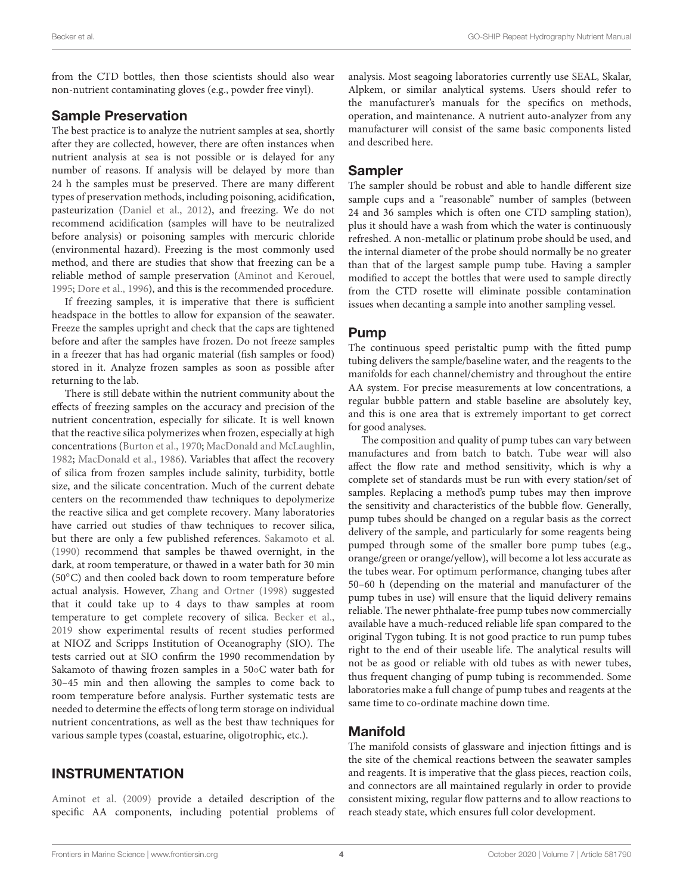from the CTD bottles, then those scientists should also wear non-nutrient contaminating gloves (e.g., powder free vinyl).

## Sample Preservation

The best practice is to analyze the nutrient samples at sea, shortly after they are collected, however, there are often instances when nutrient analysis at sea is not possible or is delayed for any number of reasons. If analysis will be delayed by more than 24 h the samples must be preserved. There are many different types of preservation methods, including poisoning, acidification, pasteurization (Daniel et al., 2012), and freezing. We do not recommend acidification (samples will have to be neutralized before analysis) or poisoning samples with mercuric chloride (environmental hazard). Freezing is the most commonly used method, and there are studies that show that freezing can be a reliable method of sample preservation (Aminot and Kerouel, 1995; Dore et al., 1996), and this is the recommended procedure.

If freezing samples, it is imperative that there is sufficient headspace in the bottles to allow for expansion of the seawater. Freeze the samples upright and check that the caps are tightened before and after the samples have frozen. Do not freeze samples in a freezer that has had organic material (fish samples or food) stored in it. Analyze frozen samples as soon as possible after returning to the lab.

There is still debate within the nutrient community about the effects of freezing samples on the accuracy and precision of the nutrient concentration, especially for silicate. It is well known that the reactive silica polymerizes when frozen, especially at high concentrations (Burton et al., 1970; MacDonald and McLaughlin, 1982; MacDonald et al., 1986). Variables that affect the recovery of silica from frozen samples include salinity, turbidity, bottle size, and the silicate concentration. Much of the current debate centers on the recommended thaw techniques to depolymerize the reactive silica and get complete recovery. Many laboratories have carried out studies of thaw techniques to recover silica, but there are only a few published references. Sakamoto et al. (1990) recommend that samples be thawed overnight, in the dark, at room temperature, or thawed in a water bath for 30 min (50°C) and then cooled back down to room temperature before actual analysis. However, Zhang and Ortner (1998) suggested that it could take up to 4 days to thaw samples at room temperature to get complete recovery of silica. Becker et al., 2019 show experimental results of recent studies performed at NIOZ and Scripps Institution of Oceanography (SIO). The tests carried out at SIO confirm the 1990 recommendation by Sakamoto of thawing frozen samples in a 50∘C water bath for 30–45 min and then allowing the samples to come back to room temperature before analysis. Further systematic tests are needed to determine the effects of long term storage on individual nutrient concentrations, as well as the best thaw techniques for various sample types (coastal, estuarine, oligotrophic, etc.).

# INSTRUMENTATION

Aminot et al. (2009) provide a detailed description of the specific AA components, including potential problems of analysis. Most seagoing laboratories currently use SEAL, Skalar, Alpkem, or similar analytical systems. Users should refer to the manufacturer's manuals for the specifics on methods, operation, and maintenance. A nutrient auto-analyzer from any manufacturer will consist of the same basic components listed and described here.

## Sampler

The sampler should be robust and able to handle different size sample cups and a "reasonable" number of samples (between 24 and 36 samples which is often one CTD sampling station), plus it should have a wash from which the water is continuously refreshed. A non-metallic or platinum probe should be used, and the internal diameter of the probe should normally be no greater than that of the largest sample pump tube. Having a sampler modified to accept the bottles that were used to sample directly from the CTD rosette will eliminate possible contamination issues when decanting a sample into another sampling vessel.

## Pump

The continuous speed peristaltic pump with the fitted pump tubing delivers the sample/baseline water, and the reagents to the manifolds for each channel/chemistry and throughout the entire AA system. For precise measurements at low concentrations, a regular bubble pattern and stable baseline are absolutely key, and this is one area that is extremely important to get correct for good analyses.

The composition and quality of pump tubes can vary between manufactures and from batch to batch. Tube wear will also affect the flow rate and method sensitivity, which is why a complete set of standards must be run with every station/set of samples. Replacing a method's pump tubes may then improve the sensitivity and characteristics of the bubble flow. Generally, pump tubes should be changed on a regular basis as the correct delivery of the sample, and particularly for some reagents being pumped through some of the smaller bore pump tubes (e.g., orange/green or orange/yellow), will become a lot less accurate as the tubes wear. For optimum performance, changing tubes after 50–60 h (depending on the material and manufacturer of the pump tubes in use) will ensure that the liquid delivery remains reliable. The newer phthalate-free pump tubes now commercially available have a much-reduced reliable life span compared to the original Tygon tubing. It is not good practice to run pump tubes right to the end of their useable life. The analytical results will not be as good or reliable with old tubes as with newer tubes, thus frequent changing of pump tubing is recommended. Some laboratories make a full change of pump tubes and reagents at the same time to co-ordinate machine down time.

## Manifold

The manifold consists of glassware and injection fittings and is the site of the chemical reactions between the seawater samples and reagents. It is imperative that the glass pieces, reaction coils, and connectors are all maintained regularly in order to provide consistent mixing, regular flow patterns and to allow reactions to reach steady state, which ensures full color development.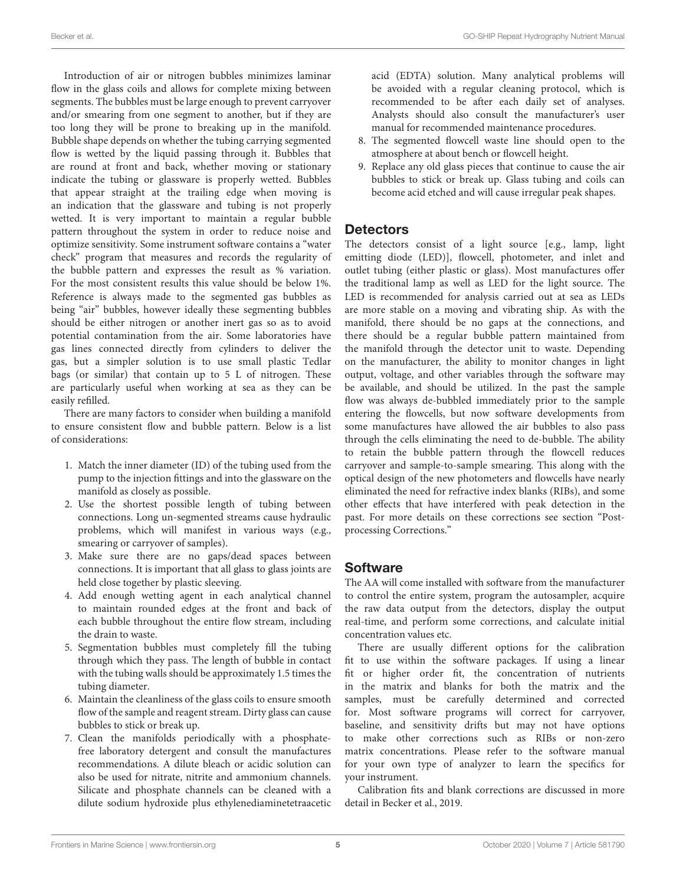Introduction of air or nitrogen bubbles minimizes laminar flow in the glass coils and allows for complete mixing between segments. The bubbles must be large enough to prevent carryover and/or smearing from one segment to another, but if they are too long they will be prone to breaking up in the manifold. Bubble shape depends on whether the tubing carrying segmented flow is wetted by the liquid passing through it. Bubbles that are round at front and back, whether moving or stationary indicate the tubing or glassware is properly wetted. Bubbles that appear straight at the trailing edge when moving is an indication that the glassware and tubing is not properly wetted. It is very important to maintain a regular bubble pattern throughout the system in order to reduce noise and optimize sensitivity. Some instrument software contains a "water check" program that measures and records the regularity of the bubble pattern and expresses the result as % variation. For the most consistent results this value should be below 1%. Reference is always made to the segmented gas bubbles as being "air" bubbles, however ideally these segmenting bubbles should be either nitrogen or another inert gas so as to avoid potential contamination from the air. Some laboratories have gas lines connected directly from cylinders to deliver the gas, but a simpler solution is to use small plastic Tedlar bags (or similar) that contain up to 5 L of nitrogen. These are particularly useful when working at sea as they can be easily refilled.

There are many factors to consider when building a manifold to ensure consistent flow and bubble pattern. Below is a list of considerations:

1. Match the inner diameter (ID) of the tubing used from the pump to the injection fittings and into the glassware on the manifold as closely as possible.
2. Use the shortest possible length of tubing between connections. Long un-segmented streams cause hydraulic problems, which will manifest in various ways (e.g., smearing or carryover of samples).
3. Make sure there are no gaps/dead spaces between connections. It is important that all glass to glass joints are held close together by plastic sleeving.
4. Add enough wetting agent in each analytical channel to maintain rounded edges at the front and back of each bubble throughout the entire flow stream, including the drain to waste.
5. Segmentation bubbles must completely fill the tubing through which they pass. The length of bubble in contact with the tubing walls should be approximately 1.5 times the tubing diameter.
6. Maintain the cleanliness of the glass coils to ensure smooth flow of the sample and reagent stream. Dirty glass can cause bubbles to stick or break up.
7. Clean the manifolds periodically with a phosphate-free laboratory detergent and consult the manufactures recommendations. A dilute bleach or acidic solution can also be used for nitrate, nitrite and ammonium channels. Silicate and phosphate channels can be cleaned with a dilute sodium hydroxide plus ethylenediaminetetraacetic acid (EDTA) solution. Many analytical problems will be avoided with a regular cleaning protocol, which is recommended to be after each daily set of analyses. Analysts should also consult the manufacturer's user manual for recommended maintenance procedures.
8. The segmented flowcell waste line should open to the atmosphere at about bench or flowcell height.
9. Replace any old glass pieces that continue to cause the air bubbles to stick or break up. Glass tubing and coils can become acid etched and will cause irregular peak shapes.

## Detectors

The detectors consist of a light source [e.g., lamp, light emitting diode (LED)], flowcell, photometer, and inlet and outlet tubing (either plastic or glass). Most manufactures offer the traditional lamp as well as LED for the light source. The LED is recommended for analysis carried out at sea as LEDs are more stable on a moving and vibrating ship. As with the manifold, there should be no gaps at the connections, and there should be a regular bubble pattern maintained from the manifold through the detector unit to waste. Depending on the manufacturer, the ability to monitor changes in light output, voltage, and other variables through the software may be available, and should be utilized. In the past the sample flow was always de-bubbled immediately prior to the sample entering the flowcells, but now software developments from some manufactures have allowed the air bubbles to also pass through the cells eliminating the need to de-bubble. The ability to retain the bubble pattern through the flowcell reduces carryover and sample-to-sample smearing. This along with the optical design of the new photometers and flowcells have nearly eliminated the need for refractive index blanks (RIBs), and some other effects that have interfered with peak detection in the past. For more details on these corrections see section "Post-processing Corrections."

## Software

The AA will come installed with software from the manufacturer to control the entire system, program the autosampler, acquire the raw data output from the detectors, display the output real-time, and perform some corrections, and calculate initial concentration values etc.

There are usually different options for the calibration fit to use within the software packages. If using a linear fit or higher order fit, the concentration of nutrients in the matrix and blanks for both the matrix and the samples, must be carefully determined and corrected for. Most software programs will correct for carryover, baseline, and sensitivity drifts but may not have options to make other corrections such as RIBs or non-zero matrix concentrations. Please refer to the software manual for your own type of analyzer to learn the specifics for your instrument.

Calibration fits and blank corrections are discussed in more detail in Becker et al., 2019.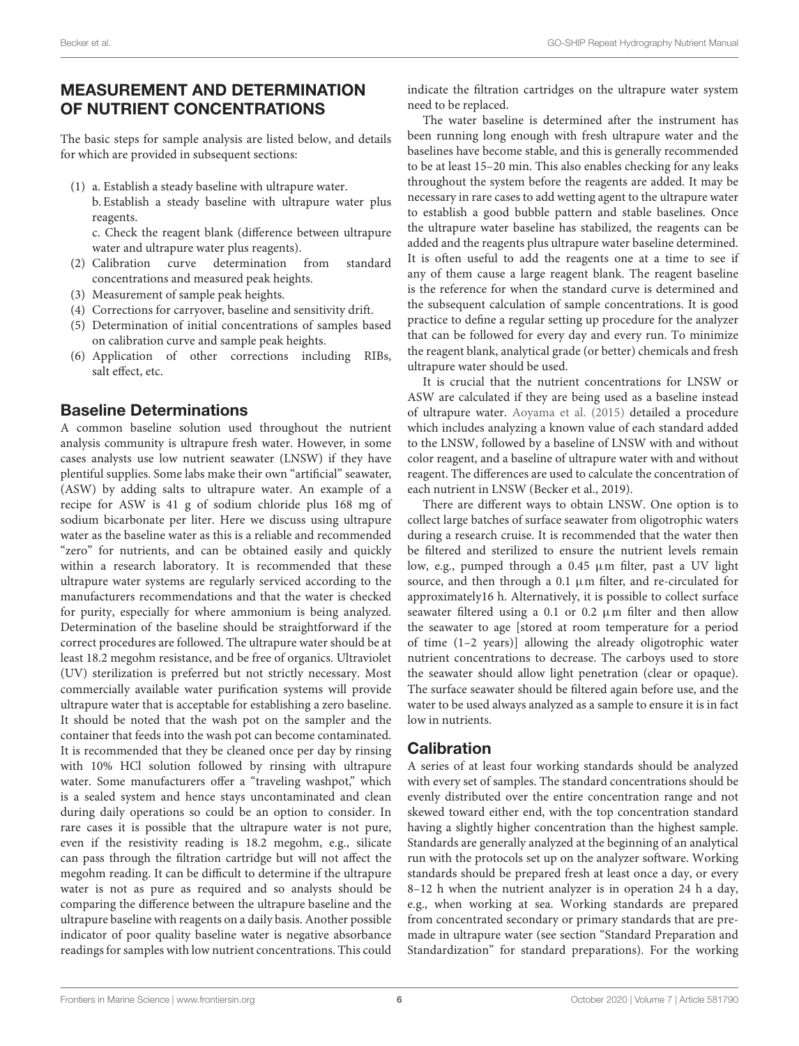## MEASUREMENT AND DETERMINATION OF NUTRIENT CONCENTRATIONS

The basic steps for sample analysis are listed below, and details for which are provided in subsequent sections:

(1) a. Establish a steady baseline with ultrapure water.
b. Establish a steady baseline with ultrapure water plus reagents.
c. Check the reagent blank (difference between ultrapure water and ultrapure water plus reagents).
(2) Calibration curve determination from standard concentrations and measured peak heights.
(3) Measurement of sample peak heights.
(4) Corrections for carryover, baseline and sensitivity drift.
(5) Determination of initial concentrations of samples based on calibration curve and sample peak heights.
(6) Application of other corrections including RIBs, salt effect, etc.

### Baseline Determinations

A common baseline solution used throughout the nutrient analysis community is ultrapure fresh water. However, in some cases analysts use low nutrient seawater (LNSW) if they have plentiful supplies. Some labs make their own "artificial" seawater, (ASW) by adding salts to ultrapure water. An example of a recipe for ASW is 41 g of sodium chloride plus 168 mg of sodium bicarbonate per liter. Here we discuss using ultrapure water as the baseline water as this is a reliable and recommended "zero" for nutrients, and can be obtained easily and quickly within a research laboratory. It is recommended that these ultrapure water systems are regularly serviced according to the manufacturers recommendations and that the water is checked for purity, especially for where ammonium is being analyzed. Determination of the baseline should be straightforward if the correct procedures are followed. The ultrapure water should be at least 18.2 megohm resistance, and be free of organics. Ultraviolet (UV) sterilization is preferred but not strictly necessary. Most commercially available water purification systems will provide ultrapure water that is acceptable for establishing a zero baseline. It should be noted that the wash pot on the sampler and the container that feeds into the wash pot can become contaminated. It is recommended that they be cleaned once per day by rinsing with 10% HCl solution followed by rinsing with ultrapure water. Some manufacturers offer a "traveling washpot," which is a sealed system and hence stays uncontaminated and clean during daily operations so could be an option to consider. In rare cases it is possible that the ultrapure water is not pure, even if the resistivity reading is 18.2 megohm, e.g., silicate can pass through the filtration cartridge but will not affect the megohm reading. It can be difficult to determine if the ultrapure water is not as pure as required and so analysts should be comparing the difference between the ultrapure baseline and the ultrapure baseline with reagents on a daily basis. Another possible indicator of poor quality baseline water is negative absorbance readings for samples with low nutrient concentrations. This could indicate the filtration cartridges on the ultrapure water system need to be replaced.

The water baseline is determined after the instrument has been running long enough with fresh ultrapure water and the baselines have become stable, and this is generally recommended to be at least 15–20 min. This also enables checking for any leaks throughout the system before the reagents are added. It may be necessary in rare cases to add wetting agent to the ultrapure water to establish a good bubble pattern and stable baselines. Once the ultrapure water baseline has stabilized, the reagents can be added and the reagents plus ultrapure water baseline determined. It is often useful to add the reagents one at a time to see if any of them cause a large reagent blank. The reagent baseline is the reference for when the standard curve is determined and the subsequent calculation of sample concentrations. It is good practice to define a regular setting up procedure for the analyzer that can be followed for every day and every run. To minimize the reagent blank, analytical grade (or better) chemicals and fresh ultrapure water should be used.

It is crucial that the nutrient concentrations for LNSW or ASW are calculated if they are being used as a baseline instead of ultrapure water. Aoyama et al. (2015) detailed a procedure which includes analyzing a known value of each standard added to the LNSW, followed by a baseline of LNSW with and without color reagent, and a baseline of ultrapure water with and without reagent. The differences are used to calculate the concentration of each nutrient in LNSW (Becker et al., 2019).

There are different ways to obtain LNSW. One option is to collect large batches of surface seawater from oligotrophic waters during a research cruise. It is recommended that the water then be filtered and sterilized to ensure the nutrient levels remain low, e.g., pumped through a 0.45 μm filter, past a UV light source, and then through a 0.1 μm filter, and re-circulated for approximately16 h. Alternatively, it is possible to collect surface seawater filtered using a 0.1 or 0.2 μm filter and then allow the seawater to age [stored at room temperature for a period of time (1–2 years)] allowing the already oligotrophic water nutrient concentrations to decrease. The carboys used to store the seawater should allow light penetration (clear or opaque). The surface seawater should be filtered again before use, and the water to be used always analyzed as a sample to ensure it is in fact low in nutrients.

### Calibration

A series of at least four working standards should be analyzed with every set of samples. The standard concentrations should be evenly distributed over the entire concentration range and not skewed toward either end, with the top concentration standard having a slightly higher concentration than the highest sample. Standards are generally analyzed at the beginning of an analytical run with the protocols set up on the analyzer software. Working standards should be prepared fresh at least once a day, or every 8–12 h when the nutrient analyzer is in operation 24 h a day, e.g., when working at sea. Working standards are prepared from concentrated secondary or primary standards that are pre-made in ultrapure water (see section "Standard Preparation and Standardization" for standard preparations). For the working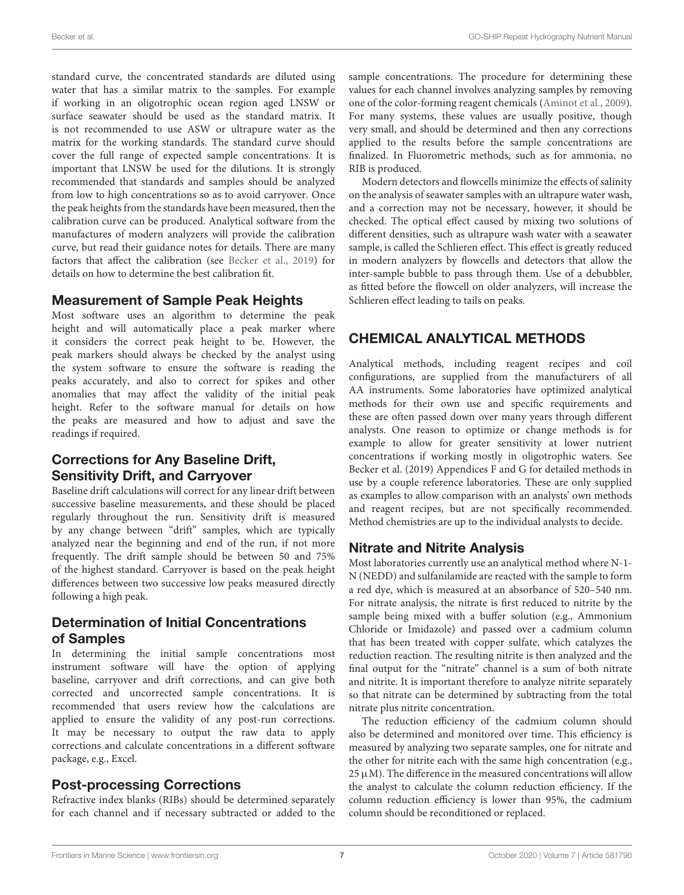standard curve, the concentrated standards are diluted using water that has a similar matrix to the samples. For example if working in an oligotrophic ocean region aged LNSW or surface seawater should be used as the standard matrix. It is not recommended to use ASW or ultrapure water as the matrix for the working standards. The standard curve should cover the full range of expected sample concentrations. It is important that LNSW be used for the dilutions. It is strongly recommended that standards and samples should be analyzed from low to high concentrations so as to avoid carryover. Once the peak heights from the standards have been measured, then the calibration curve can be produced. Analytical software from the manufactures of modern analyzers will provide the calibration curve, but read their guidance notes for details. There are many factors that affect the calibration (see Becker et al., 2019) for details on how to determine the best calibration fit.

### Measurement of Sample Peak Heights

Most software uses an algorithm to determine the peak height and will automatically place a peak marker where it considers the correct peak height to be. However, the peak markers should always be checked by the analyst using the system software to ensure the software is reading the peaks accurately, and also to correct for spikes and other anomalies that may affect the validity of the initial peak height. Refer to the software manual for details on how the peaks are measured and how to adjust and save the readings if required.

### Corrections for Any Baseline Drift, Sensitivity Drift, and Carryover

Baseline drift calculations will correct for any linear drift between successive baseline measurements, and these should be placed regularly throughout the run. Sensitivity drift is measured by any change between "drift" samples, which are typically analyzed near the beginning and end of the run, if not more frequently. The drift sample should be between 50 and 75% of the highest standard. Carryover is based on the peak height differences between two successive low peaks measured directly following a high peak.

### Determination of Initial Concentrations of Samples

In determining the initial sample concentrations most instrument software will have the option of applying baseline, carryover and drift corrections, and can give both corrected and uncorrected sample concentrations. It is recommended that users review how the calculations are applied to ensure the validity of any post-run corrections. It may be necessary to output the raw data to apply corrections and calculate concentrations in a different software package, e.g., Excel.

### Post-processing Corrections

Refractive index blanks (RIBs) should be determined separately for each channel and if necessary subtracted or added to the sample concentrations. The procedure for determining these values for each channel involves analyzing samples by removing one of the color-forming reagent chemicals (Aminot et al., 2009). For many systems, these values are usually positive, though very small, and should be determined and then any corrections applied to the results before the sample concentrations are finalized. In Fluorometric methods, such as for ammonia, no RIB is produced.

Modern detectors and flowcells minimize the effects of salinity on the analysis of seawater samples with an ultrapure water wash, and a correction may not be necessary, however, it should be checked. The optical effect caused by mixing two solutions of different densities, such as ultrapure wash water with a seawater sample, is called the Schlieren effect. This effect is greatly reduced in modern analyzers by flowcells and detectors that allow the inter-sample bubble to pass through them. Use of a debubbler, as fitted before the flowcell on older analyzers, will increase the Schlieren effect leading to tails on peaks.

## CHEMICAL ANALYTICAL METHODS

Analytical methods, including reagent recipes and coil configurations, are supplied from the manufacturers of all AA instruments. Some laboratories have optimized analytical methods for their own use and specific requirements and these are often passed down over many years through different analysts. One reason to optimize or change methods is for example to allow for greater sensitivity at lower nutrient concentrations if working mostly in oligotrophic waters. See Becker et al. (2019) Appendices F and G for detailed methods in use by a couple reference laboratories. These are only supplied as examples to allow comparison with an analysts' own methods and reagent recipes, but are not specifically recommended. Method chemistries are up to the individual analysts to decide.

### Nitrate and Nitrite Analysis

Most laboratories currently use an analytical method where N-1-N (NEDD) and sulfanilamide are reacted with the sample to form a red dye, which is measured at an absorbance of 520–540 nm. For nitrate analysis, the nitrate is first reduced to nitrite by the sample being mixed with a buffer solution (e.g., Ammonium Chloride or Imidazole) and passed over a cadmium column that has been treated with copper sulfate, which catalyzes the reduction reaction. The resulting nitrite is then analyzed and the final output for the "nitrate" channel is a sum of both nitrate and nitrite. It is important therefore to analyze nitrite separately so that nitrate can be determined by subtracting from the total nitrate plus nitrite concentration.

The reduction efficiency of the cadmium column should also be determined and monitored over time. This efficiency is measured by analyzing two separate samples, one for nitrate and the other for nitrite each with the same high concentration (e.g., 25 $\mu$M). The difference in the measured concentrations will allow the analyst to calculate the column reduction efficiency. If the column reduction efficiency is lower than 95%, the cadmium column should be reconditioned or replaced.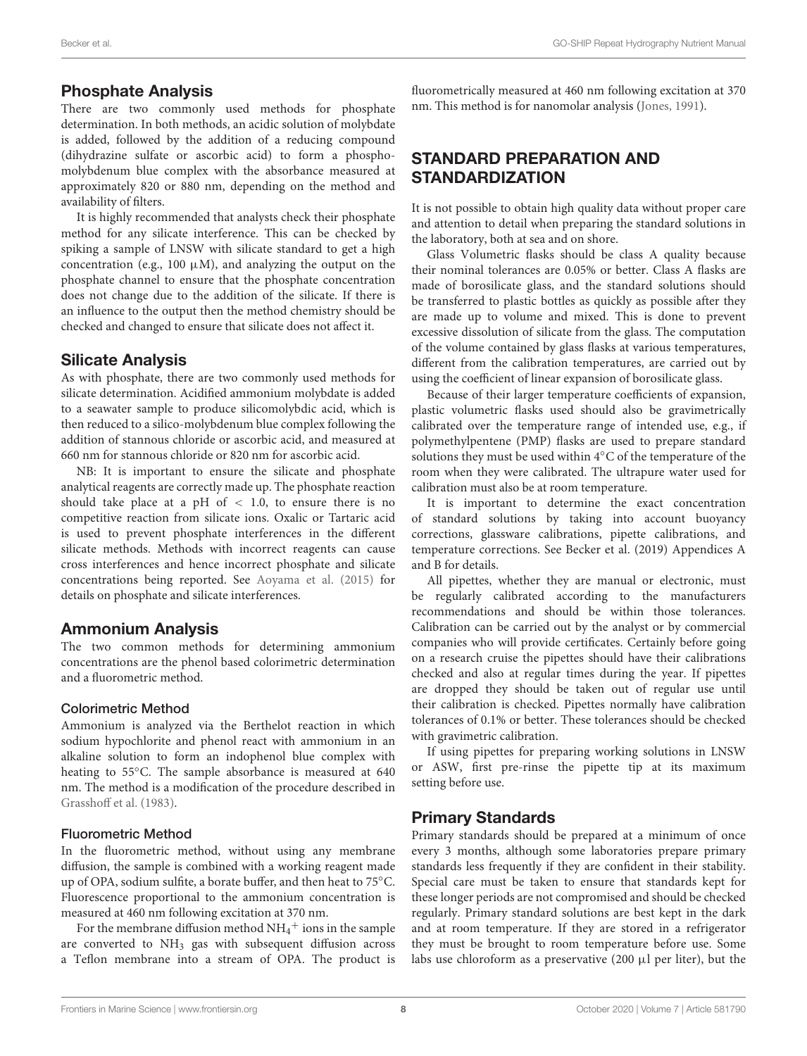## Phosphate Analysis

There are two commonly used methods for phosphate determination. In both methods, an acidic solution of molybdate is added, followed by the addition of a reducing compound (dihydrazine sulfate or ascorbic acid) to form a phosphomolybdenum blue complex with the absorbance measured at approximately 820 or 880 nm, depending on the method and availability of filters.

It is highly recommended that analysts check their phosphate method for any silicate interference. This can be checked by spiking a sample of LNSW with silicate standard to get a high concentration (e.g., 100 μM), and analyzing the output on the phosphate channel to ensure that the phosphate concentration does not change due to the addition of the silicate. If there is an influence to the output then the method chemistry should be checked and changed to ensure that silicate does not affect it.

## Silicate Analysis

As with phosphate, there are two commonly used methods for silicate determination. Acidified ammonium molybdate is added to a seawater sample to produce silicomolybdic acid, which is then reduced to a silico-molybdenum blue complex following the addition of stannous chloride or ascorbic acid, and measured at 660 nm for stannous chloride or 820 nm for ascorbic acid.

NB: It is important to ensure the silicate and phosphate analytical reagents are correctly made up. The phosphate reaction should take place at a pH of < 1.0, to ensure there is no competitive reaction from silicate ions. Oxalic or Tartaric acid is used to prevent phosphate interferences in the different silicate methods. Methods with incorrect reagents can cause cross interferences and hence incorrect phosphate and silicate concentrations being reported. See Aoyama et al. (2015) for details on phosphate and silicate interferences.

## Ammonium Analysis

The two common methods for determining ammonium concentrations are the phenol based colorimetric determination and a fluorometric method.

### Colorimetric Method

Ammonium is analyzed via the Berthelot reaction in which sodium hypochlorite and phenol react with ammonium in an alkaline solution to form an indophenol blue complex with heating to 55°C. The sample absorbance is measured at 640 nm. The method is a modification of the procedure described in Grasshoff et al. (1983).

### Fluorometric Method

In the fluorometric method, without using any membrane diffusion, the sample is combined with a working reagent made up of OPA, sodium sulfite, a borate buffer, and then heat to 75°C. Fluorescence proportional to the ammonium concentration is measured at 460 nm following excitation at 370 nm.

For the membrane diffusion method $NH_4^+$ ions in the sample are converted to $NH_3$ gas with subsequent diffusion across a Teflon membrane into a stream of OPA. The product is fluorometrically measured at 460 nm following excitation at 370 nm. This method is for nanomolar analysis (Jones, 1991).

# STANDARD PREPARATION AND STANDARDIZATION

It is not possible to obtain high quality data without proper care and attention to detail when preparing the standard solutions in the laboratory, both at sea and on shore.

Glass Volumetric flasks should be class A quality because their nominal tolerances are 0.05% or better. Class A flasks are made of borosilicate glass, and the standard solutions should be transferred to plastic bottles as quickly as possible after they are made up to volume and mixed. This is done to prevent excessive dissolution of silicate from the glass. The computation of the volume contained by glass flasks at various temperatures, different from the calibration temperatures, are carried out by using the coefficient of linear expansion of borosilicate glass.

Because of their larger temperature coefficients of expansion, plastic volumetric flasks used should also be gravimetrically calibrated over the temperature range of intended use, e.g., if polymethylpentene (PMP) flasks are used to prepare standard solutions they must be used within 4°C of the temperature of the room when they were calibrated. The ultrapure water used for calibration must also be at room temperature.

It is important to determine the exact concentration of standard solutions by taking into account buoyancy corrections, glassware calibrations, pipette calibrations, and temperature corrections. See Becker et al. (2019) Appendices A and B for details.

All pipettes, whether they are manual or electronic, must be regularly calibrated according to the manufacturers recommendations and should be within those tolerances. Calibration can be carried out by the analyst or by commercial companies who will provide certificates. Certainly before going on a research cruise the pipettes should have their calibrations checked and also at regular times during the year. If pipettes are dropped they should be taken out of regular use until their calibration is checked. Pipettes normally have calibration tolerances of 0.1% or better. These tolerances should be checked with gravimetric calibration.

If using pipettes for preparing working solutions in LNSW or ASW, first pre-rinse the pipette tip at its maximum setting before use.

## Primary Standards

Primary standards should be prepared at a minimum of once every 3 months, although some laboratories prepare primary standards less frequently if they are confident in their stability. Special care must be taken to ensure that standards kept for these longer periods are not compromised and should be checked regularly. Primary standard solutions are best kept in the dark and at room temperature. If they are stored in a refrigerator they must be brought to room temperature before use. Some labs use chloroform as a preservative (200 μl per liter), but the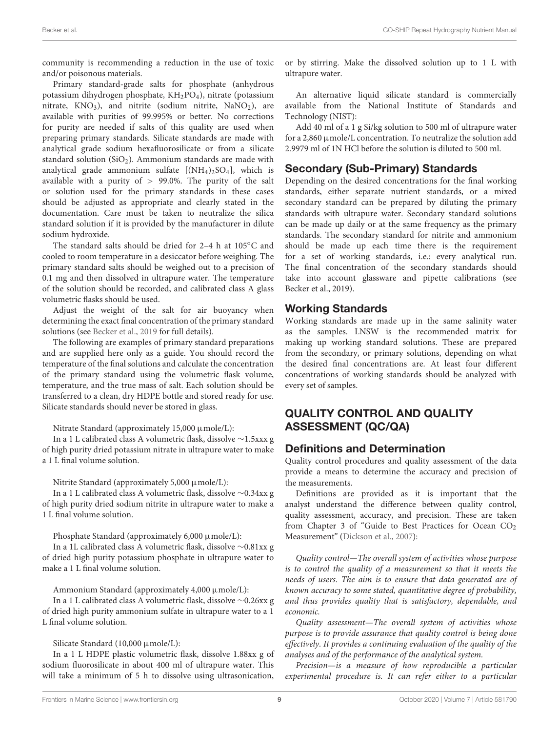community is recommending a reduction in the use of toxic and/or poisonous materials.

Primary standard-grade salts for phosphate (anhydrous potassium dihydrogen phosphate, $KH_2PO_4$), nitrate (potassium nitrate, $KNO_3$), and nitrite (sodium nitrite, $NaNO_2$), are available with purities of 99.995% or better. No corrections for purity are needed if salts of this quality are used when preparing primary standards. Silicate standards are made with analytical grade sodium hexafluorosilicate or from a silicate standard solution ($SiO_2$). Ammonium standards are made with analytical grade ammonium sulfate [$(NH_4)_2SO_4$], which is available with a purity of > 99.0%. The purity of the salt or solution used for the primary standards in these cases should be adjusted as appropriate and clearly stated in the documentation. Care must be taken to neutralize the silica standard solution if it is provided by the manufacturer in dilute sodium hydroxide.

The standard salts should be dried for 2–4 h at 105°C and cooled to room temperature in a desiccator before weighing. The primary standard salts should be weighed out to a precision of 0.1 mg and then dissolved in ultrapure water. The temperature of the solution should be recorded, and calibrated class A glass volumetric flasks should be used.

Adjust the weight of the salt for air buoyancy when determining the exact final concentration of the primary standard solutions (see Becker et al., 2019 for full details).

The following are examples of primary standard preparations and are supplied here only as a guide. You should record the temperature of the final solutions and calculate the concentration of the primary standard using the volumetric flask volume, temperature, and the true mass of salt. Each solution should be transferred to a clean, dry HDPE bottle and stored ready for use. Silicate standards should never be stored in glass.

Nitrate Standard (approximately 15,000 μmole/L):

In a 1 L calibrated class A volumetric flask, dissolve ~1.5xxx g of high purity dried potassium nitrate in ultrapure water to make a 1 L final volume solution.

Nitrite Standard (approximately 5,000 μmole/L):

In a 1 L calibrated class A volumetric flask, dissolve ~0.34xx g of high purity dried sodium nitrite in ultrapure water to make a 1 L final volume solution.

Phosphate Standard (approximately 6,000 μmole/L):

In a 1L calibrated class A volumetric flask, dissolve ~0.81xx g of dried high purity potassium phosphate in ultrapure water to make a 1 L final volume solution.

Ammonium Standard (approximately 4,000 μmole/L):

In a 1 L calibrated class A volumetric flask, dissolve ~0.26xx g of dried high purity ammonium sulfate in ultrapure water to a 1 L final volume solution.

Silicate Standard (10,000 μmole/L):

In a 1 L HDPE plastic volumetric flask, dissolve 1.88xx g of sodium fluorosilicate in about 400 ml of ultrapure water. This will take a minimum of 5 h to dissolve using ultrasonication, or by stirring. Make the dissolved solution up to 1 L with ultrapure water.

An alternative liquid silicate standard is commercially available from the National Institute of Standards and Technology (NIST):

Add 40 ml of a 1 g Si/kg solution to 500 ml of ultrapure water for a 2,860 μmole/L concentration. To neutralize the solution add 2.9979 ml of 1N HCl before the solution is diluted to 500 ml.

## Secondary (Sub-Primary) Standards

Depending on the desired concentrations for the final working standards, either separate nutrient standards, or a mixed secondary standard can be prepared by diluting the primary standards with ultrapure water. Secondary standard solutions can be made up daily or at the same frequency as the primary standards. The secondary standard for nitrite and ammonium should be made up each time there is the requirement for a set of working standards, i.e.: every analytical run. The final concentration of the secondary standards should take into account glassware and pipette calibrations (see Becker et al., 2019).

## Working Standards

Working standards are made up in the same salinity water as the samples. LNSW is the recommended matrix for making up working standard solutions. These are prepared from the secondary, or primary solutions, depending on what the desired final concentrations are. At least four different concentrations of working standards should be analyzed with every set of samples.

# QUALITY CONTROL AND QUALITY ASSESSMENT (QC/QA)

## Definitions and Determination

Quality control procedures and quality assessment of the data provide a means to determine the accuracy and precision of the measurements.

Definitions are provided as it is important that the analyst understand the difference between quality control, quality assessment, accuracy, and precision. These are taken from Chapter 3 of "Guide to Best Practices for Ocean $CO_2$ Measurement" (Dickson et al., 2007):

*Quality control—The overall system of activities whose purpose is to control the quality of a measurement so that it meets the needs of users. The aim is to ensure that data generated are of known accuracy to some stated, quantitative degree of probability, and thus provides quality that is satisfactory, dependable, and economic.*

*Quality assessment—The overall system of activities whose purpose is to provide assurance that quality control is being done effectively. It provides a continuing evaluation of the quality of the analyses and of the performance of the analytical system.*

*Precision—is a measure of how reproducible a particular experimental procedure is. It can refer either to a particular*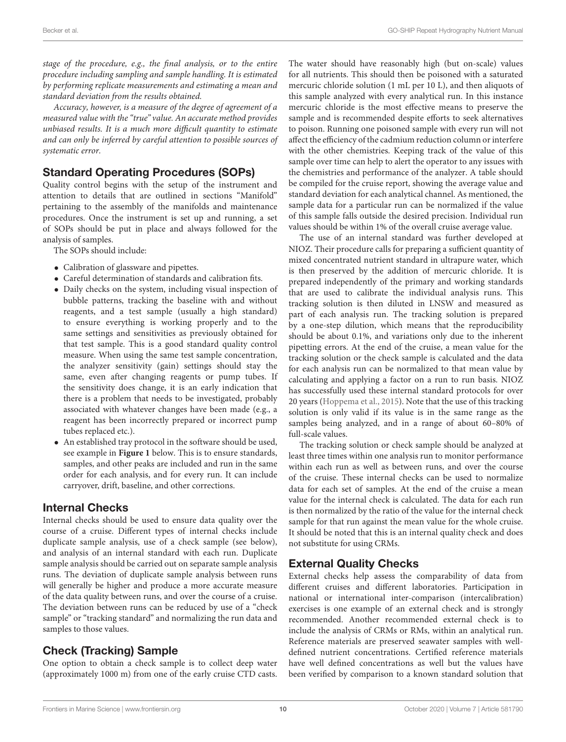*stage of the procedure, e.g., the final analysis, or to the entire procedure including sampling and sample handling. It is estimated by performing replicate measurements and estimating a mean and standard deviation from the results obtained.*

*Accuracy, however, is a measure of the degree of agreement of a measured value with the "true" value. An accurate method provides unbiased results. It is a much more difficult quantity to estimate and can only be inferred by careful attention to possible sources of systematic error.*

## Standard Operating Procedures (SOPs)

Quality control begins with the setup of the instrument and attention to details that are outlined in sections "Manifold" pertaining to the assembly of the manifolds and maintenance procedures. Once the instrument is set up and running, a set of SOPs should be put in place and always followed for the analysis of samples.

The SOPs should include:

- Calibration of glassware and pipettes.
- Careful determination of standards and calibration fits.
- Daily checks on the system, including visual inspection of bubble patterns, tracking the baseline with and without reagents, and a test sample (usually a high standard) to ensure everything is working properly and to the same settings and sensitivities as previously obtained for that test sample. This is a good standard quality control measure. When using the same test sample concentration, the analyzer sensitivity (gain) settings should stay the same, even after changing reagents or pump tubes. If the sensitivity does change, it is an early indication that there is a problem that needs to be investigated, probably associated with whatever changes have been made (e.g., a reagent has been incorrectly prepared or incorrect pump tubes replaced etc.).
- An established tray protocol in the software should be used, see example in **Figure 1** below. This is to ensure standards, samples, and other peaks are included and run in the same order for each analysis, and for every run. It can include carryover, drift, baseline, and other corrections.

## Internal Checks

Internal checks should be used to ensure data quality over the course of a cruise. Different types of internal checks include duplicate sample analysis, use of a check sample (see below), and analysis of an internal standard with each run. Duplicate sample analysis should be carried out on separate sample analysis runs. The deviation of duplicate sample analysis between runs will generally be higher and produce a more accurate measure of the data quality between runs, and over the course of a cruise. The deviation between runs can be reduced by use of a "check sample" or "tracking standard" and normalizing the run data and samples to those values.

## Check (Tracking) Sample

One option to obtain a check sample is to collect deep water (approximately 1000 m) from one of the early cruise CTD casts. The water should have reasonably high (but on-scale) values for all nutrients. This should then be poisoned with a saturated mercuric chloride solution (1 mL per 10 L), and then aliquots of this sample analyzed with every analytical run. In this instance mercuric chloride is the most effective means to preserve the sample and is recommended despite efforts to seek alternatives to poison. Running one poisoned sample with every run will not affect the efficiency of the cadmium reduction column or interfere with the other chemistries. Keeping track of the value of this sample over time can help to alert the operator to any issues with the chemistries and performance of the analyzer. A table should be compiled for the cruise report, showing the average value and standard deviation for each analytical channel. As mentioned, the sample data for a particular run can be normalized if the value of this sample falls outside the desired precision. Individual run values should be within 1% of the overall cruise average value.

The use of an internal standard was further developed at NIOZ. Their procedure calls for preparing a sufficient quantity of mixed concentrated nutrient standard in ultrapure water, which is then preserved by the addition of mercuric chloride. It is prepared independently of the primary and working standards that are used to calibrate the individual analysis runs. This tracking solution is then diluted in LNSW and measured as part of each analysis run. The tracking solution is prepared by a one-step dilution, which means that the reproducibility should be about 0.1%, and variations only due to the inherent pipetting errors. At the end of the cruise, a mean value for the tracking solution or the check sample is calculated and the data for each analysis run can be normalized to that mean value by calculating and applying a factor on a run to run basis. NIOZ has successfully used these internal standard protocols for over 20 years (Hoppema et al., 2015). Note that the use of this tracking solution is only valid if its value is in the same range as the samples being analyzed, and in a range of about 60–80% of full-scale values.

The tracking solution or check sample should be analyzed at least three times within one analysis run to monitor performance within each run as well as between runs, and over the course of the cruise. These internal checks can be used to normalize data for each set of samples. At the end of the cruise a mean value for the internal check is calculated. The data for each run is then normalized by the ratio of the value for the internal check sample for that run against the mean value for the whole cruise. It should be noted that this is an internal quality check and does not substitute for using CRMs.

## External Quality Checks

External checks help assess the comparability of data from different cruises and different laboratories. Participation in national or international inter-comparison (intercalibration) exercises is one example of an external check and is strongly recommended. Another recommended external check is to include the analysis of CRMs or RMs, within an analytical run. Reference materials are preserved seawater samples with well-defined nutrient concentrations. Certified reference materials have well defined concentrations as well but the values have been verified by comparison to a known standard solution that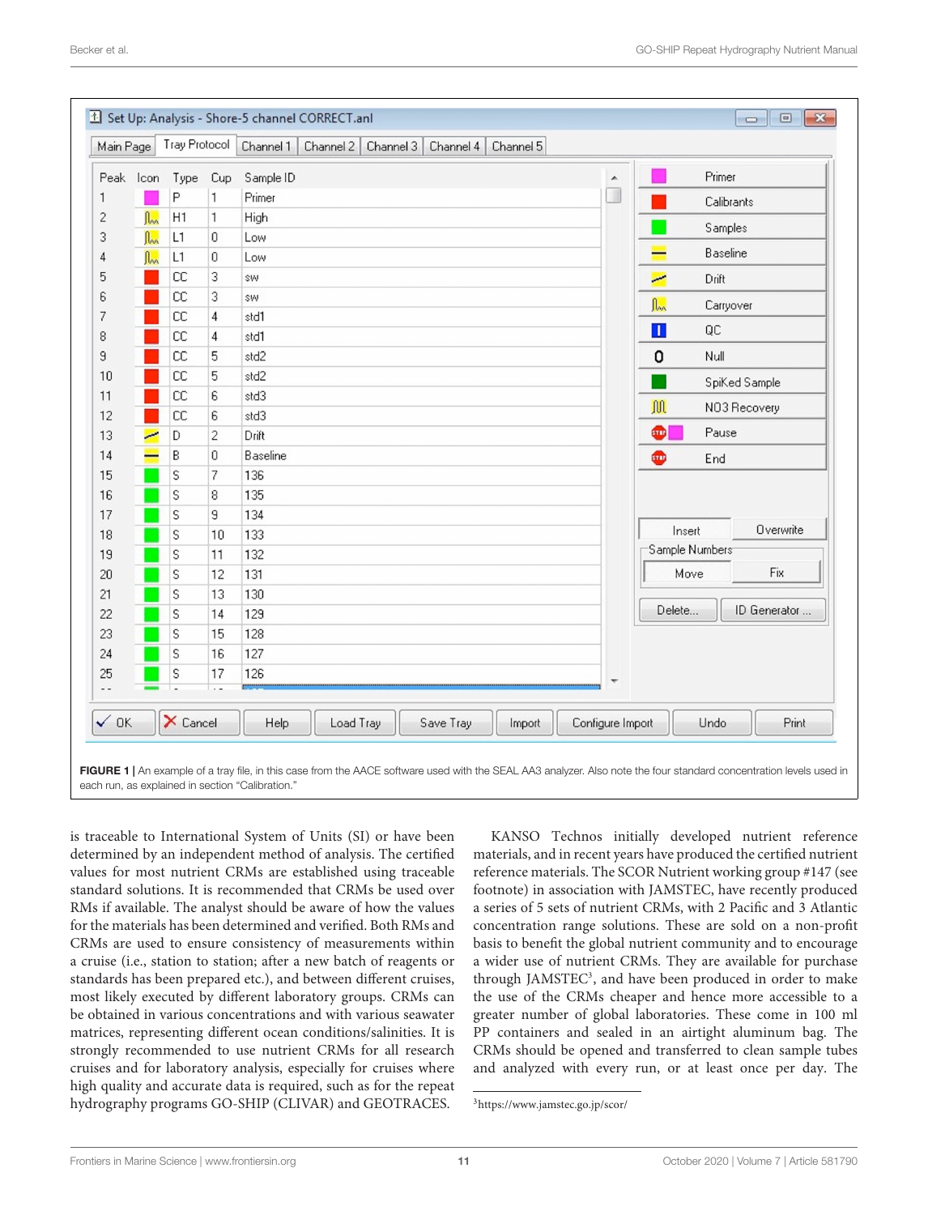| Peak | Icon | Type | Cup | Sample ID |
|---|---|---|---|---|
| 1 | | P | 1 | Primer |
| 2 | | H1 | 1 | High |
| 3 | | L1 | 0 | Low |
| 4 | | L1 | 0 | Low |
| 5 | | CC | 3 | sw |
| 6 | | CC | 3 | sw |
| 7 | | CC | 4 | std1 |
| 8 | | CC | 4 | std1 |
| 9 | | CC | 5 | std2 |
| 10 | | CC | 5 | std2 |
| 11 | | CC | 6 | std3 |
| 12 | | CC | 6 | std3 |
| 13 | | D | 2 | Drift |
| 14 | | B | 0 | Baseline |
| 15 | | S | 7 | 136 |
| 16 | | S | 8 | 135 |
| 17 | | S | 9 | 134 |
| 18 | | S | 10 | 133 |
| 19 | | S | 11 | 132 |
| 20 | | S | 12 | 131 |
| 21 | | S | 13 | 130 |
| 22 | | S | 14 | 129 |
| 23 | | S | 15 | 128 |
| 24 | | S | 16 | 127 |
| 25 | | S | 17 | 126 |

**FIGURE 1 |** An example of a tray file, in this case from the AACE software used with the SEAL AA3 analyzer. Also note the four standard concentration levels used in each run, as explained in section "Calibration."

is traceable to International System of Units (SI) or have been determined by an independent method of analysis. The certified values for most nutrient CRMs are established using traceable standard solutions. It is recommended that CRMs be used over RMs if available. The analyst should be aware of how the values for the materials has been determined and verified. Both RMs and CRMs are used to ensure consistency of measurements within a cruise (i.e., station to station; after a new batch of reagents or standards has been prepared etc.), and between different cruises, most likely executed by different laboratory groups. CRMs can be obtained in various concentrations and with various seawater matrices, representing different ocean conditions/salinities. It is strongly recommended to use nutrient CRMs for all research cruises and for laboratory analysis, especially for cruises where high quality and accurate data is required, such as for the repeat hydrography programs GO-SHIP (CLIVAR) and GEOTRACES.

KANSO Technos initially developed nutrient reference materials, and in recent years have produced the certified nutrient reference materials. The SCOR Nutrient working group #147 (see footnote) in association with JAMSTEC, have recently produced a series of 5 sets of nutrient CRMs, with 2 Pacific and 3 Atlantic concentration range solutions. These are sold on a non-profit basis to benefit the global nutrient community and to encourage a wider use of nutrient CRMs. They are available for purchase through JAMSTEC[3], and have been produced in order to make the use of the CRMs cheaper and hence more accessible to a greater number of global laboratories. These come in 100 ml PP containers and sealed in an airtight aluminum bag. The CRMs should be opened and transferred to clean sample tubes and analyzed with every run, or at least once per day. The

[3]https://www.jamstec.go.jp/scor/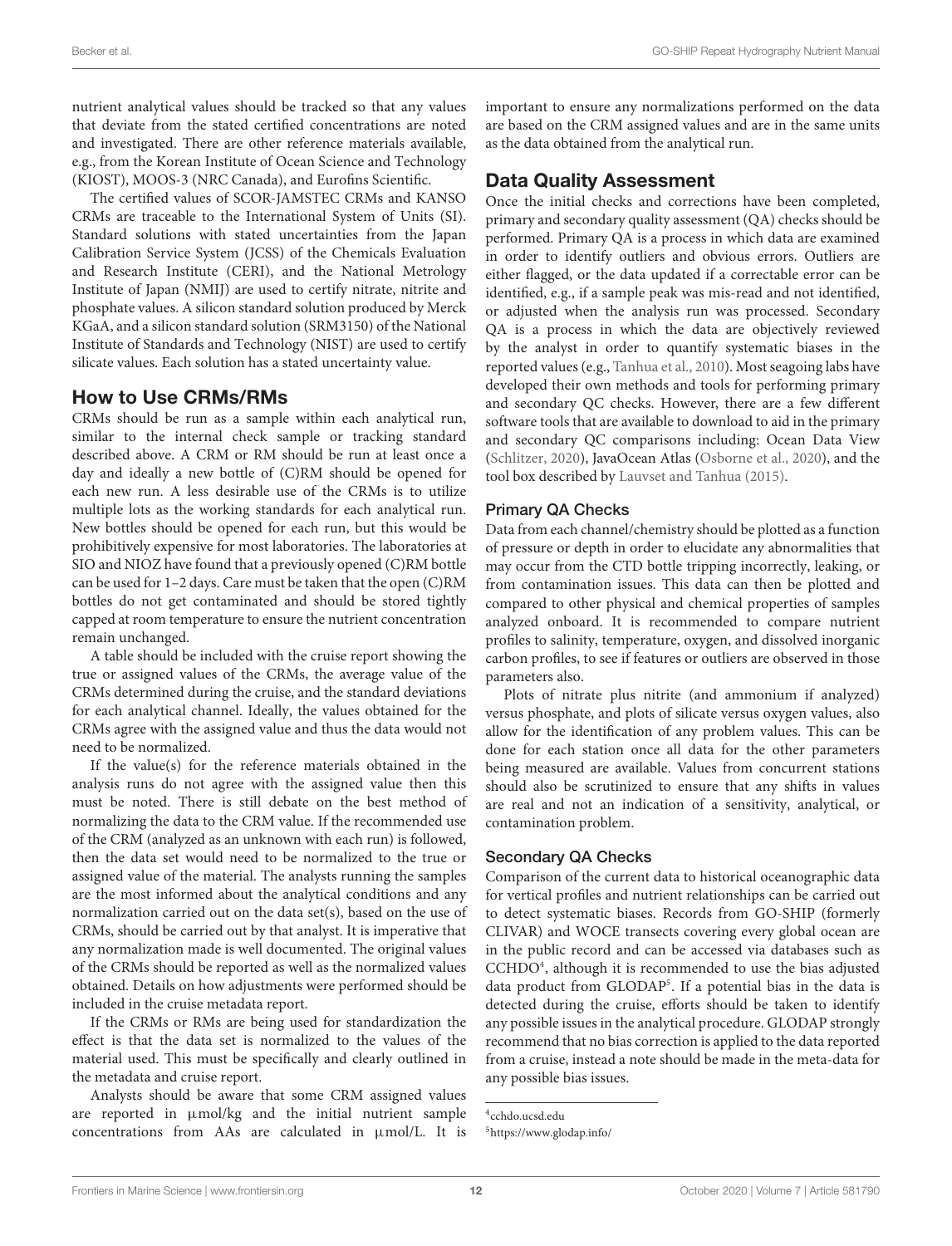nutrient analytical values should be tracked so that any values that deviate from the stated certified concentrations are noted and investigated. There are other reference materials available, e.g., from the Korean Institute of Ocean Science and Technology (KIOST), MOOS-3 (NRC Canada), and Eurofins Scientific.

The certified values of SCOR-JAMSTEC CRMs and KANSO CRMs are traceable to the International System of Units (SI). Standard solutions with stated uncertainties from the Japan Calibration Service System (JCSS) of the Chemicals Evaluation and Research Institute (CERI), and the National Metrology Institute of Japan (NMIJ) are used to certify nitrate, nitrite and phosphate values. A silicon standard solution produced by Merck KGaA, and a silicon standard solution (SRM3150) of the National Institute of Standards and Technology (NIST) are used to certify silicate values. Each solution has a stated uncertainty value.

## How to Use CRMs/RMs

CRMs should be run as a sample within each analytical run, similar to the internal check sample or tracking standard described above. A CRM or RM should be run at least once a day and ideally a new bottle of (C)RM should be opened for each new run. A less desirable use of the CRMs is to utilize multiple lots as the working standards for each analytical run. New bottles should be opened for each run, but this would be prohibitively expensive for most laboratories. The laboratories at SIO and NIOZ have found that a previously opened (C)RM bottle can be used for 1–2 days. Care must be taken that the open (C)RM bottles do not get contaminated and should be stored tightly capped at room temperature to ensure the nutrient concentration remain unchanged.

A table should be included with the cruise report showing the true or assigned values of the CRMs, the average value of the CRMs determined during the cruise, and the standard deviations for each analytical channel. Ideally, the values obtained for the CRMs agree with the assigned value and thus the data would not need to be normalized.

If the value(s) for the reference materials obtained in the analysis runs do not agree with the assigned value then this must be noted. There is still debate on the best method of normalizing the data to the CRM value. If the recommended use of the CRM (analyzed as an unknown with each run) is followed, then the data set would need to be normalized to the true or assigned value of the material. The analysts running the samples are the most informed about the analytical conditions and any normalization carried out on the data set(s), based on the use of CRMs, should be carried out by that analyst. It is imperative that any normalization made is well documented. The original values of the CRMs should be reported as well as the normalized values obtained. Details on how adjustments were performed should be included in the cruise metadata report.

If the CRMs or RMs are being used for standardization the effect is that the data set is normalized to the values of the material used. This must be specifically and clearly outlined in the metadata and cruise report.

Analysts should be aware that some CRM assigned values are reported in μmol/kg and the initial nutrient sample concentrations from AAs are calculated in μmol/L. It is important to ensure any normalizations performed on the data are based on the CRM assigned values and are in the same units as the data obtained from the analytical run.

## Data Quality Assessment

Once the initial checks and corrections have been completed, primary and secondary quality assessment (QA) checks should be performed. Primary QA is a process in which data are examined in order to identify outliers and obvious errors. Outliers are either flagged, or the data updated if a correctable error can be identified, e.g., if a sample peak was mis-read and not identified, or adjusted when the analysis run was processed. Secondary QA is a process in which the data are objectively reviewed by the analyst in order to quantify systematic biases in the reported values (e.g., Tanhua et al., 2010). Most seagoing labs have developed their own methods and tools for performing primary and secondary QC checks. However, there are a few different software tools that are available to download to aid in the primary and secondary QC comparisons including: Ocean Data View (Schlitzer, 2020), JavaOcean Atlas (Osborne et al., 2020), and the tool box described by Lauvset and Tanhua (2015).

### Primary QA Checks

Data from each channel/chemistry should be plotted as a function of pressure or depth in order to elucidate any abnormalities that may occur from the CTD bottle tripping incorrectly, leaking, or from contamination issues. This data can then be plotted and compared to other physical and chemical properties of samples analyzed onboard. It is recommended to compare nutrient profiles to salinity, temperature, oxygen, and dissolved inorganic carbon profiles, to see if features or outliers are observed in those parameters also.

Plots of nitrate plus nitrite (and ammonium if analyzed) versus phosphate, and plots of silicate versus oxygen values, also allow for the identification of any problem values. This can be done for each station once all data for the other parameters being measured are available. Values from concurrent stations should also be scrutinized to ensure that any shifts in values are real and not an indication of a sensitivity, analytical, or contamination problem.

### Secondary QA Checks

Comparison of the current data to historical oceanographic data for vertical profiles and nutrient relationships can be carried out to detect systematic biases. Records from GO-SHIP (formerly CLIVAR) and WOCE transects covering every global ocean are in the public record and can be accessed via databases such as CCHDO[4], although it is recommended to use the bias adjusted data product from GLODAP[5]. If a potential bias in the data is detected during the cruise, efforts should be taken to identify any possible issues in the analytical procedure. GLODAP strongly recommend that no bias correction is applied to the data reported from a cruise, instead a note should be made in the meta-data for any possible bias issues.

[4] cchdo.ucsd.edu

[5] https://www.glodap.info/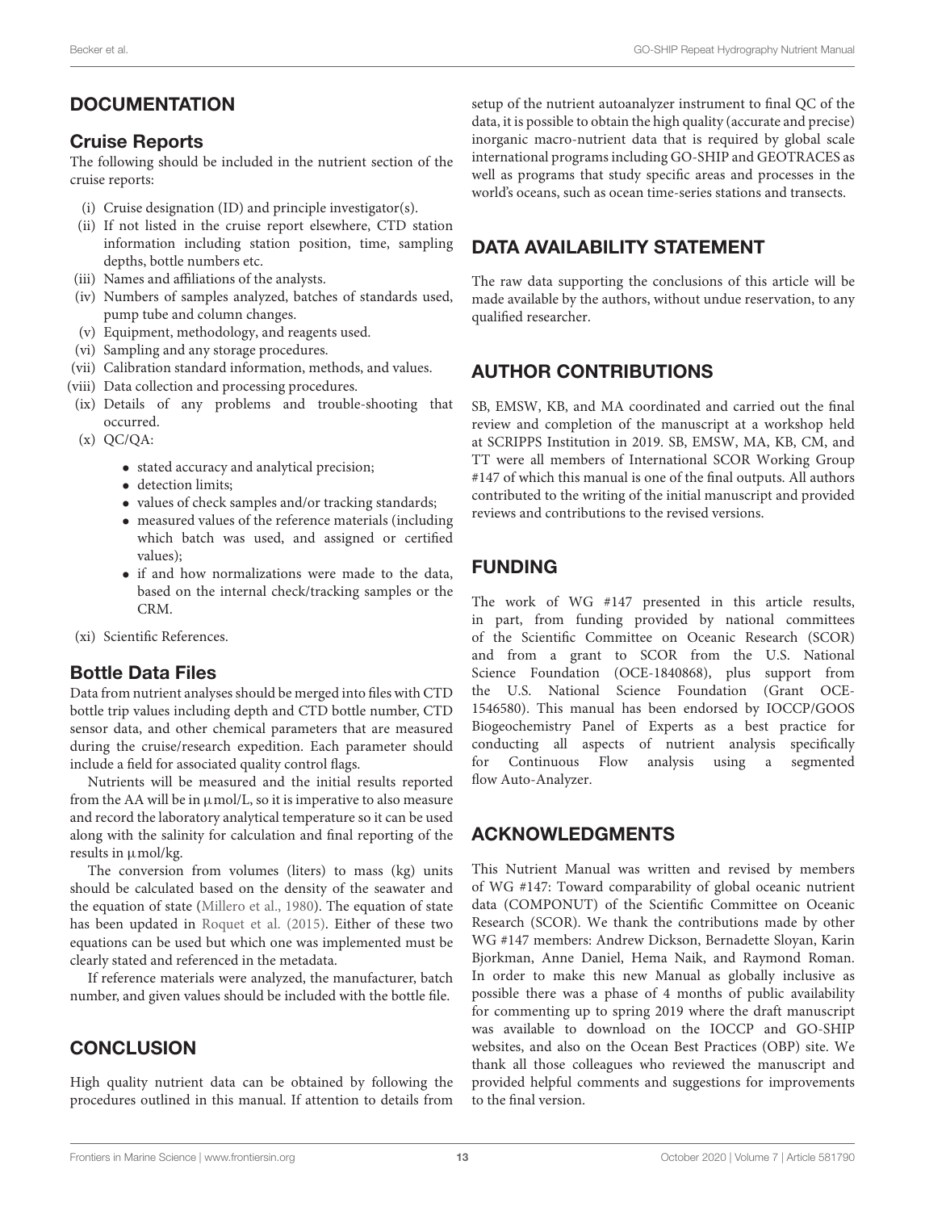## DOCUMENTATION

### Cruise Reports

The following should be included in the nutrient section of the cruise reports:

- (i) Cruise designation (ID) and principle investigator(s).
- (ii) If not listed in the cruise report elsewhere, CTD station information including station position, time, sampling depths, bottle numbers etc.
- (iii) Names and affiliations of the analysts.
- (iv) Numbers of samples analyzed, batches of standards used, pump tube and column changes.
- (v) Equipment, methodology, and reagents used.
- (vi) Sampling and any storage procedures.
- (vii) Calibration standard information, methods, and values.
- (viii) Data collection and processing procedures.
- (ix) Details of any problems and trouble-shooting that occurred.
- (x) QC/QA:
  - stated accuracy and analytical precision;
  - detection limits;
  - values of check samples and/or tracking standards;
  - measured values of the reference materials (including which batch was used, and assigned or certified values);
  - if and how normalizations were made to the data, based on the internal check/tracking samples or the CRM.
- (xi) Scientific References.

### Bottle Data Files

Data from nutrient analyses should be merged into files with CTD bottle trip values including depth and CTD bottle number, CTD sensor data, and other chemical parameters that are measured during the cruise/research expedition. Each parameter should include a field for associated quality control flags.

Nutrients will be measured and the initial results reported from the AA will be in µmol/L, so it is imperative to also measure and record the laboratory analytical temperature so it can be used along with the salinity for calculation and final reporting of the results in µmol/kg.

The conversion from volumes (liters) to mass (kg) units should be calculated based on the density of the seawater and the equation of state (Millero et al., 1980). The equation of state has been updated in Roquet et al. (2015). Either of these two equations can be used but which one was implemented must be clearly stated and referenced in the metadata.

If reference materials were analyzed, the manufacturer, batch number, and given values should be included with the bottle file.

## CONCLUSION

High quality nutrient data can be obtained by following the procedures outlined in this manual. If attention to details from setup of the nutrient autoanalyzer instrument to final QC of the data, it is possible to obtain the high quality (accurate and precise) inorganic macro-nutrient data that is required by global scale international programs including GO-SHIP and GEOTRACES as well as programs that study specific areas and processes in the world's oceans, such as ocean time-series stations and transects.

## DATA AVAILABILITY STATEMENT

The raw data supporting the conclusions of this article will be made available by the authors, without undue reservation, to any qualified researcher.

## AUTHOR CONTRIBUTIONS

SB, EMSW, KB, and MA coordinated and carried out the final review and completion of the manuscript at a workshop held at SCRIPPS Institution in 2019. SB, EMSW, MA, KB, CM, and TT were all members of International SCOR Working Group #147 of which this manual is one of the final outputs. All authors contributed to the writing of the initial manuscript and provided reviews and contributions to the revised versions.

## FUNDING

The work of WG #147 presented in this article results, in part, from funding provided by national committees of the Scientific Committee on Oceanic Research (SCOR) and from a grant to SCOR from the U.S. National Science Foundation (OCE-1840868), plus support from the U.S. National Science Foundation (Grant OCE-1546580). This manual has been endorsed by IOCCP/GOOS Biogeochemistry Panel of Experts as a best practice for conducting all aspects of nutrient analysis specifically for Continuous Flow analysis using a segmented flow Auto-Analyzer.

## ACKNOWLEDGMENTS

This Nutrient Manual was written and revised by members of WG #147: Toward comparability of global oceanic nutrient data (COMPONUT) of the Scientific Committee on Oceanic Research (SCOR). We thank the contributions made by other WG #147 members: Andrew Dickson, Bernadette Sloyan, Karin Bjorkman, Anne Daniel, Hema Naik, and Raymond Roman. In order to make this new Manual as globally inclusive as possible there was a phase of 4 months of public availability for commenting up to spring 2019 where the draft manuscript was available to download on the IOCCP and GO-SHIP websites, and also on the Ocean Best Practices (OBP) site. We thank all those colleagues who reviewed the manuscript and provided helpful comments and suggestions for improvements to the final version.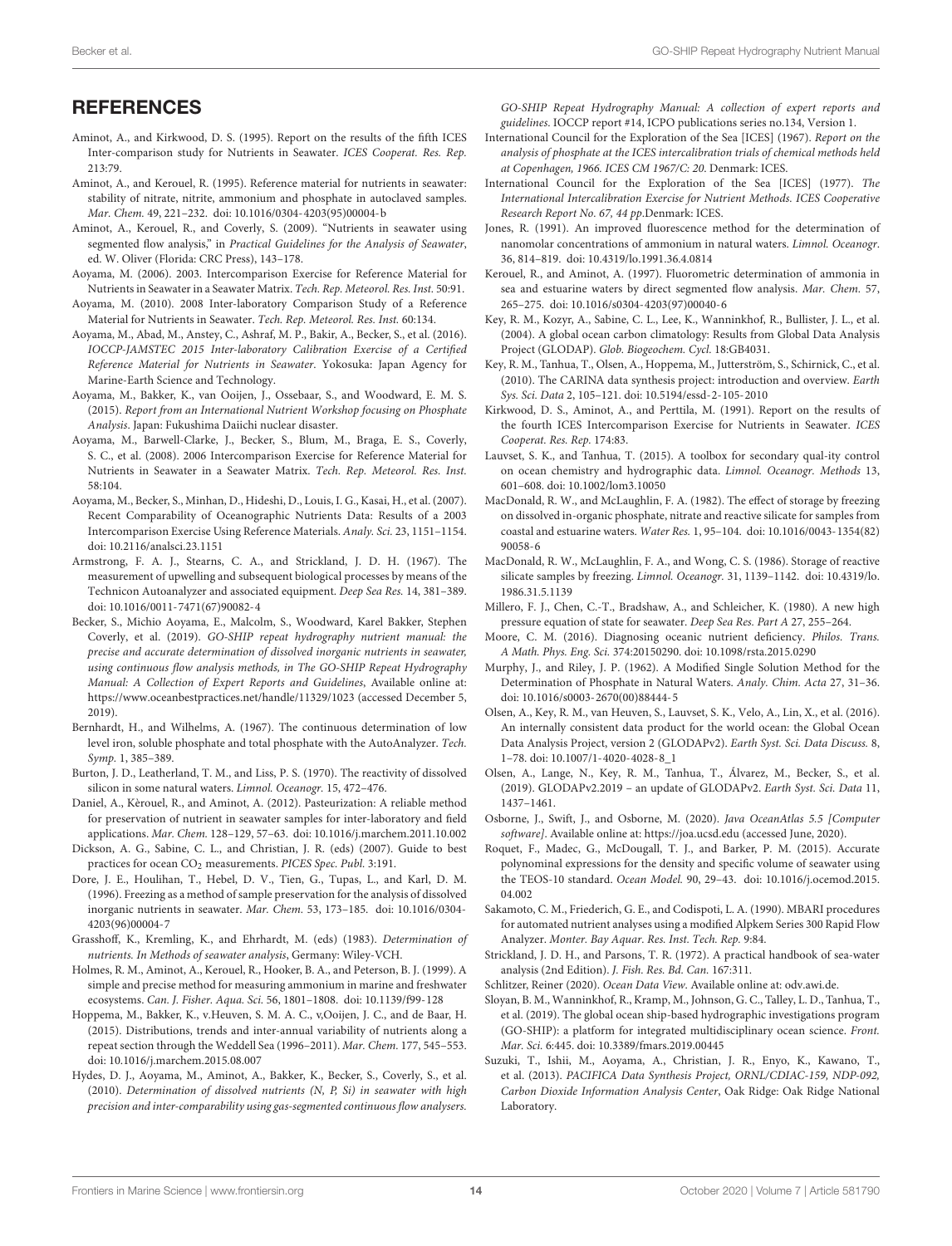## REFERENCES

Aminot, A., and Kirkwood, D. S. (1995). Report on the results of the fifth ICES Inter-comparison study for Nutrients in Seawater. *ICES Cooperat. Res. Rep.* 213:79.

Aminot, A., and Kerouel, R. (1995). Reference material for nutrients in seawater: stability of nitrate, nitrite, ammonium and phosphate in autoclaved samples. *Mar. Chem.* 49, 221–232. doi: 10.1016/0304-4203(95)00004-b

Aminot, A., Kerouel, R., and Coverly, S. (2009). "Nutrients in seawater using segmented flow analysis," in *Practical Guidelines for the Analysis of Seawater*, ed. W. Oliver (Florida: CRC Press), 143–178.

Aoyama, M. (2006). 2003. Intercomparison Exercise for Reference Material for Nutrients in Seawater in a Seawater Matrix. *Tech. Rep. Meteorol. Res. Inst.* 50:91.

Aoyama, M. (2010). 2008 Inter-laboratory Comparison Study of a Reference Material for Nutrients in Seawater. *Tech. Rep. Meteorol. Res. Inst.* 60:134.

Aoyama, M., Abad, M., Anstey, C., Ashraf, M. P., Bakir, A., Becker, S., et al. (2016). *IOCCP-JAMSTEC 2015 Inter-laboratory Calibration Exercise of a Certified Reference Material for Nutrients in Seawater*. Yokosuka: Japan Agency for Marine-Earth Science and Technology.

Aoyama, M., Bakker, K., van Ooijen, J., Ossebaar, S., and Woodward, E. M. S. (2015). *Report from an International Nutrient Workshop focusing on Phosphate Analysis*. Japan: Fukushima Daiichi nuclear disaster.

Aoyama, M., Barwell-Clarke, J., Becker, S., Blum, M., Braga, E. S., Coverly, S. C., et al. (2008). 2006 Intercomparison Exercise for Reference Material for Nutrients in Seawater in a Seawater Matrix. *Tech. Rep. Meteorol. Res. Inst.* 58:104.

Aoyama, M., Becker, S., Minhan, D., Hideshi, D., Louis, I. G., Kasai, H., et al. (2007). Recent Comparability of Oceanographic Nutrients Data: Results of a 2003 Intercomparison Exercise Using Reference Materials. *Analy. Sci.* 23, 1151–1154. doi: 10.2116/analsci.23.1151

Armstrong, F. A. J., Stearns, C. A., and Strickland, J. D. H. (1967). The measurement of upwelling and subsequent biological processes by means of the Technicon Autoanalyzer and associated equipment. *Deep Sea Res.* 14, 381–389. doi: 10.1016/0011-7471(67)90082-4

Becker, S., Michio Aoyama, E., Malcolm, S., Woodward, Karel Bakker, Stephen Coverly, et al. (2019). *GO-SHIP repeat hydrography nutrient manual: the precise and accurate determination of dissolved inorganic nutrients in seawater, using continuous flow analysis methods, in The GO-SHIP Repeat Hydrography Manual: A Collection of Expert Reports and Guidelines*, Available online at: https://www.oceanbestpractices.net/handle/11329/1023 (accessed December 5, 2019).

Bernhardt, H., and Wilhelms, A. (1967). The continuous determination of low level iron, soluble phosphate and total phosphate with the AutoAnalyzer. *Tech. Symp.* 1, 385–389.

Burton, J. D., Leatherland, T. M., and Liss, P. S. (1970). The reactivity of dissolved silicon in some natural waters. *Limnol. Oceanogr.* 15, 472–476.

Daniel, A., Kèrouel, R., and Aminot, A. (2012). Pasteurization: A reliable method for preservation of nutrient in seawater samples for inter-laboratory and field applications. *Mar. Chem.* 128–129, 57–63. doi: 10.1016/j.marchem.2011.10.002

Dickson, A. G., Sabine, C. L., and Christian, J. R. (eds) (2007). Guide to best practices for ocean $CO_2$ measurements. *PICES Spec. Publ.* 3:191.

Dore, J. E., Houlihan, T., Hebel, D. V., Tien, G., Tupas, L., and Karl, D. M. (1996). Freezing as a method of sample preservation for the analysis of dissolved inorganic nutrients in seawater. *Mar. Chem.* 53, 173–185. doi: 10.1016/0304-4203(96)00004-7

Grasshoff, K., Kremling, K., and Ehrhardt, M. (eds) (1983). *Determination of nutrients. In Methods of seawater analysis*, Germany: Wiley-VCH.

Holmes, R. M., Aminot, A., Kerouel, R., Hooker, B. A., and Peterson, B. J. (1999). A simple and precise method for measuring ammonium in marine and freshwater ecosystems. *Can. J. Fisher. Aqua. Sci.* 56, 1801–1808. doi: 10.1139/f99-128

Hoppema, M., Bakker, K., v.Heuven, S. M. A. C., v,Ooijen, J. C., and de Baar, H. (2015). Distributions, trends and inter-annual variability of nutrients along a repeat section through the Weddell Sea (1996–2011). *Mar. Chem.* 177, 545–553. doi: 10.1016/j.marchem.2015.08.007

Hydes, D. J., Aoyama, M., Aminot, A., Bakker, K., Becker, S., Coverly, S., et al. (2010). *Determination of dissolved nutrients (N, P, Si) in seawater with high precision and inter-comparability using gas-segmented continuous flow analysers. GO-SHIP Repeat Hydrography Manual: A collection of expert reports and guidelines*. IOCCP report #14, ICPO publications series no.134, Version 1.

International Council for the Exploration of the Sea [ICES] (1967). *Report on the analysis of phosphate at the ICES intercalibration trials of chemical methods held at Copenhagen, 1966. ICES CM 1967/C: 20*. Denmark: ICES.

International Council for the Exploration of the Sea [ICES] (1977). *The International Intercalibration Exercise for Nutrient Methods. ICES Cooperative Research Report No. 67, 44 pp*.Denmark: ICES.

Jones, R. (1991). An improved fluorescence method for the determination of nanomolar concentrations of ammonium in natural waters. *Limnol. Oceanogr.* 36, 814–819. doi: 10.4319/lo.1991.36.4.0814

Kerouel, R., and Aminot, A. (1997). Fluorometric determination of ammonia in sea and estuarine waters by direct segmented flow analysis. *Mar. Chem.* 57, 265–275. doi: 10.1016/s0304-4203(97)00040-6

Key, R. M., Kozyr, A., Sabine, C. L., Lee, K., Wanninkhof, R., Bullister, J. L., et al. (2004). A global ocean carbon climatology: Results from Global Data Analysis Project (GLODAP). *Glob. Biogeochem. Cycl.* 18:GB4031.

Key, R. M., Tanhua, T., Olsen, A., Hoppema, M., Jutterström, S., Schirnick, C., et al. (2010). The CARINA data synthesis project: introduction and overview. *Earth Sys. Sci. Data* 2, 105–121. doi: 10.5194/essd-2-105-2010

Kirkwood, D. S., Aminot, A., and Perttila, M. (1991). Report on the results of the fourth ICES Intercomparison Exercise for Nutrients in Seawater. *ICES Cooperat. Res. Rep.* 174:83.

Lauvset, S. K., and Tanhua, T. (2015). A toolbox for secondary qual-ity control on ocean chemistry and hydrographic data. *Limnol. Oceanogr. Methods* 13, 601–608. doi: 10.1002/lom3.10050

MacDonald, R. W., and McLaughlin, F. A. (1982). The effect of storage by freezing on dissolved in-organic phosphate, nitrate and reactive silicate for samples from coastal and estuarine waters. *Water Res.* 1, 95–104. doi: 10.1016/0043-1354(82)90058-6

MacDonald, R. W., McLaughlin, F. A., and Wong, C. S. (1986). Storage of reactive silicate samples by freezing. *Limnol. Oceanogr.* 31, 1139–1142. doi: 10.4319/lo.1986.31.5.1139

Millero, F. J., Chen, C.-T., Bradshaw, A., and Schleicher, K. (1980). A new high pressure equation of state for seawater. *Deep Sea Res. Part A* 27, 255–264.

Moore, C. M. (2016). Diagnosing oceanic nutrient deficiency. *Philos. Trans. A Math. Phys. Eng. Sci.* 374:20150290. doi: 10.1098/rsta.2015.0290

Murphy, J., and Riley, J. P. (1962). A Modified Single Solution Method for the Determination of Phosphate in Natural Waters. *Analy. Chim. Acta* 27, 31–36. doi: 10.1016/s0003-2670(00)88444-5

Olsen, A., Key, R. M., van Heuven, S., Lauvset, S. K., Velo, A., Lin, X., et al. (2016). An internally consistent data product for the world ocean: the Global Ocean Data Analysis Project, version 2 (GLODAPv2). *Earth Syst. Sci. Data Discuss.* 8, 1–78. doi: 10.1007/1-4020-4028-8_1

Olsen, A., Lange, N., Key, R. M., Tanhua, T., Álvarez, M., Becker, S., et al. (2019). GLODAPv2.2019 – an update of GLODAPv2. *Earth Syst. Sci. Data* 11, 1437–1461.

Osborne, J., Swift, J., and Osborne, M. (2020). *Java OceanAtlas 5.5 [Computer software]*. Available online at: https://joa.ucsd.edu (accessed June, 2020).

Roquet, F., Madec, G., McDougall, T. J., and Barker, P. M. (2015). Accurate polynomial expressions for the density and specific volume of seawater using the TEOS-10 standard. *Ocean Model.* 90, 29–43. doi: 10.1016/j.ocemod.2015.04.002

Sakamoto, C. M., Friederich, G. E., and Codispoti, L. A. (1990). MBARI procedures for automated nutrient analyses using a modified Alpkem Series 300 Rapid Flow Analyzer. *Monter. Bay Aquar. Res. Inst. Tech. Rep.* 9:84.

Strickland, J. D. H., and Parsons, T. R. (1972). A practical handbook of sea-water analysis (2nd Edition). *J. Fish. Res. Bd. Can.* 167:311.

Schlitzer, Reiner (2020). *Ocean Data View*. Available online at: odv.awi.de.

Sloyan, B. M., Wanninkhof, R., Kramp, M., Johnson, G. C., Talley, L. D., Tanhua, T., et al. (2019). The global ocean ship-based hydrographic investigations program (GO-SHIP): a platform for integrated multidisciplinary ocean science. *Front. Mar. Sci.* 6:445. doi: 10.3389/fmars.2019.00445

Suzuki, T., Ishii, M., Aoyama, A., Christian, J. R., Enyo, K., Kawano, T., et al. (2013). *PACIFICA Data Synthesis Project, ORNL/CDIAC-159, NDP-092, Carbon Dioxide Information Analysis Center*, Oak Ridge: Oak Ridge National Laboratory.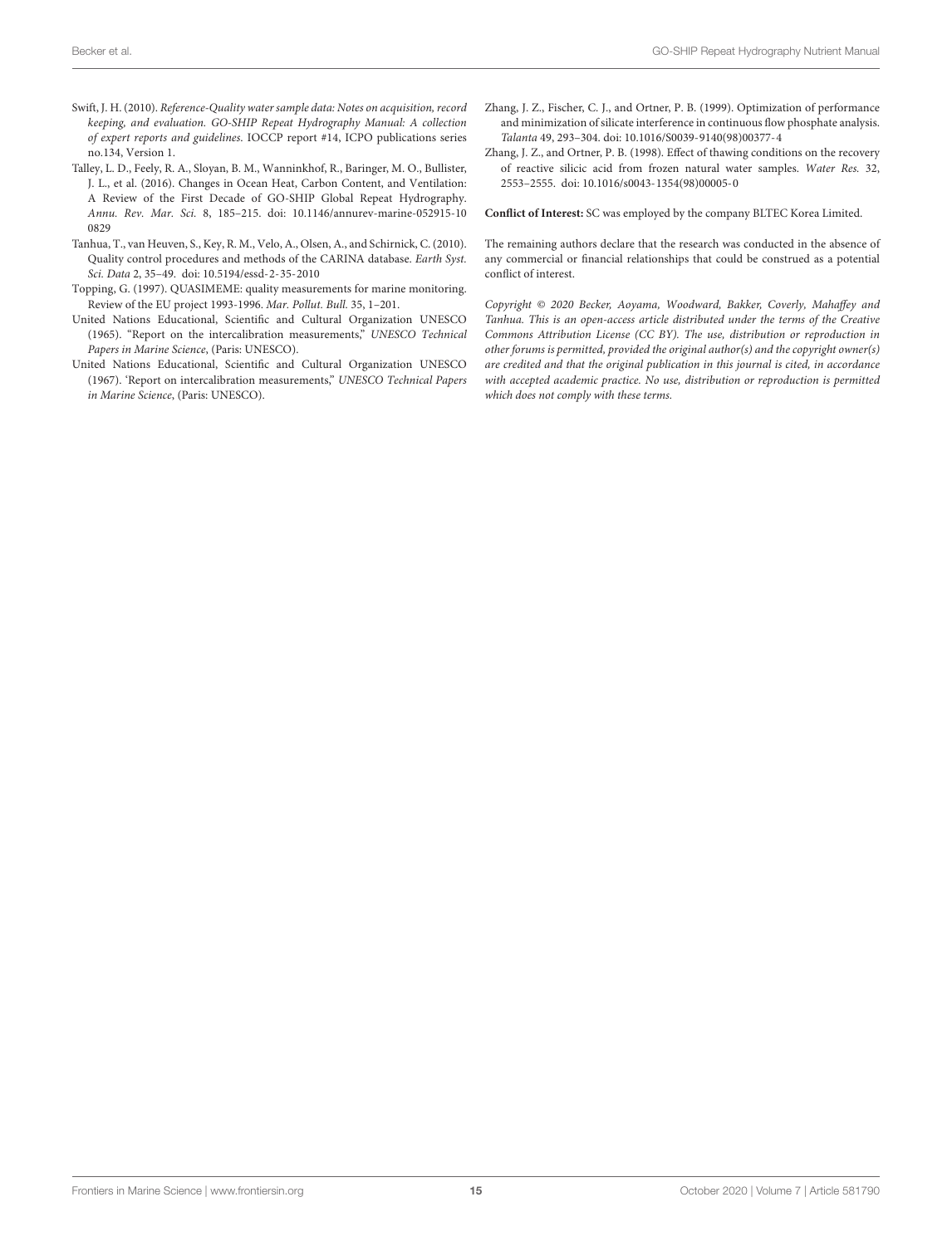Swift, J. H. (2010). *Reference-Quality water sample data: Notes on acquisition, record keeping, and evaluation. GO-SHIP Repeat Hydrography Manual: A collection of expert reports and guidelines*. IOCCP report #14, ICPO publications series no.134, Version 1.

Talley, L. D., Feely, R. A., Sloyan, B. M., Wanninkhof, R., Baringer, M. O., Bullister, J. L., et al. (2016). Changes in Ocean Heat, Carbon Content, and Ventilation: A Review of the First Decade of GO-SHIP Global Repeat Hydrography. *Annu. Rev. Mar. Sci.* 8, 185–215. doi: 10.1146/annurev-marine-052915-100829

Tanhua, T., van Heuven, S., Key, R. M., Velo, A., Olsen, A., and Schirnick, C. (2010). Quality control procedures and methods of the CARINA database. *Earth Syst. Sci. Data* 2, 35–49. doi: 10.5194/essd-2-35-2010

Topping, G. (1997). QUASIMEME: quality measurements for marine monitoring. Review of the EU project 1993-1996. *Mar. Pollut. Bull.* 35, 1–201.

United Nations Educational, Scientific and Cultural Organization UNESCO (1965). "Report on the intercalibration measurements," *UNESCO Technical Papers in Marine Science*, (Paris: UNESCO).

United Nations Educational, Scientific and Cultural Organization UNESCO (1967). 'Report on intercalibration measurements," *UNESCO Technical Papers in Marine Science*, (Paris: UNESCO).

Zhang, J. Z., Fischer, C. J., and Ortner, P. B. (1999). Optimization of performance and minimization of silicate interference in continuous flow phosphate analysis. *Talanta* 49, 293–304. doi: 10.1016/S0039-9140(98)00377-4

Zhang, J. Z., and Ortner, P. B. (1998). Effect of thawing conditions on the recovery of reactive silicic acid from frozen natural water samples. *Water Res.* 32, 2553–2555. doi: 10.1016/s0043-1354(98)00005-0

**Conflict of Interest:** SC was employed by the company BLTEC Korea Limited.

The remaining authors declare that the research was conducted in the absence of any commercial or financial relationships that could be construed as a potential conflict of interest.

*Copyright © 2020 Becker, Aoyama, Woodward, Bakker, Coverly, Mahaffey and Tanhua. This is an open-access article distributed under the terms of the Creative Commons Attribution License (CC BY). The use, distribution or reproduction in other forums is permitted, provided the original author(s) and the copyright owner(s) are credited and that the original publication in this journal is cited, in accordance with accepted academic practice. No use, distribution or reproduction is permitted which does not comply with these terms.*